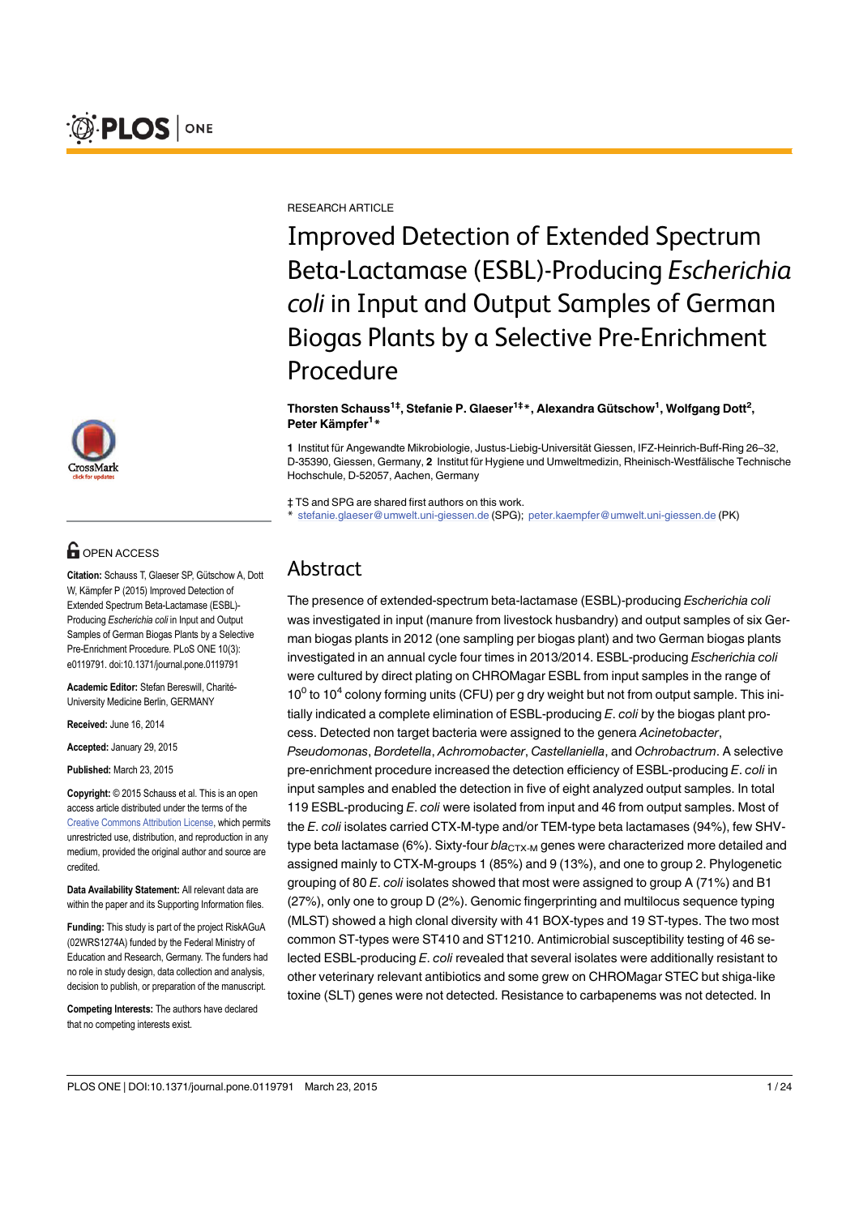RESEARCH ARTICLE

# Improved Detection of Extended Spectrum Beta-Lactamase (ESBL)-Producing *Escherichia coli* in Input and Output Samples of German Biogas Plants by a Selective Pre-Enrichment Procedure

**Thorsten Schauss[1‡], Stefanie P. Glaeser[1‡*], Alexandra Gütschow[1], Wolfgang Dott[2], Peter Kämpfer[1*]**

**1** Institut für Angewandte Mikrobiologie, Justus-Liebig-Universität Giessen, IFZ-Heinrich-Buff-Ring 26–32, D-35390, Giessen, Germany, **2** Institut für Hygiene und Umweltmedizin, Rheinisch-Westfälische Technische Hochschule, D-52057, Aachen, Germany

‡ TS and SPG are shared first authors on this work.
* stefanie.glaeser@umwelt.uni-giessen.de (SPG); peter.kaempfer@umwelt.uni-giessen.de (PK)

OPEN ACCESS

**Citation:** Schauss T, Glaeser SP, Gütschow A, Dott W, Kämpfer P (2015) Improved Detection of Extended Spectrum Beta-Lactamase (ESBL)-Producing *Escherichia coli* in Input and Output Samples of German Biogas Plants by a Selective Pre-Enrichment Procedure. PLoS ONE 10(3): e0119791. doi:10.1371/journal.pone.0119791

**Academic Editor:** Stefan Bereswill, Charité-University Medicine Berlin, GERMANY

**Received:** June 16, 2014

**Accepted:** January 29, 2015

**Published:** March 23, 2015

**Copyright:** © 2015 Schauss et al. This is an open access article distributed under the terms of the Creative Commons Attribution License, which permits unrestricted use, distribution, and reproduction in any medium, provided the original author and source are credited.

**Data Availability Statement:** All relevant data are within the paper and its Supporting Information files.

**Funding:** This study is part of the project RiskAGuA (02WRS1274A) funded by the Federal Ministry of Education and Research, Germany. The funders had no role in study design, data collection and analysis, decision to publish, or preparation of the manuscript.

**Competing Interests:** The authors have declared that no competing interests exist.

## Abstract

The presence of extended-spectrum beta-lactamase (ESBL)-producing *Escherichia coli* was investigated in input (manure from livestock husbandry) and output samples of six German biogas plants in 2012 (one sampling per biogas plant) and two German biogas plants investigated in an annual cycle four times in 2013/2014. ESBL-producing *Escherichia coli* were cultured by direct plating on CHROMagar ESBL from input samples in the range of $10^0$ to $10^4$ colony forming units (CFU) per g dry weight but not from output sample. This initially indicated a complete elimination of ESBL-producing *E. coli* by the biogas plant process. Detected non target bacteria were assigned to the genera *Acinetobacter*, *Pseudomonas*, *Bordetella*, *Achromobacter*, *Castellaniella*, and *Ochrobactrum*. A selective pre-enrichment procedure increased the detection efficiency of ESBL-producing *E. coli* in input samples and enabled the detection in five of eight analyzed output samples. In total 119 ESBL-producing *E. coli* were isolated from input and 46 from output samples. Most of the *E. coli* isolates carried CTX-M-type and/or TEM-type beta lactamases (94%), few SHV-type beta lactamase (6%). Sixty-four *bla*$_{CTX-M}$ genes were characterized more detailed and assigned mainly to CTX-M-groups 1 (85%) and 9 (13%), and one to group 2. Phylogenetic grouping of 80 *E. coli* isolates showed that most were assigned to group A (71%) and B1 (27%), only one to group D (2%). Genomic fingerprinting and multilocus sequence typing (MLST) showed a high clonal diversity with 41 BOX-types and 19 ST-types. The two most common ST-types were ST410 and ST1210. Antimicrobial susceptibility testing of 46 selected ESBL-producing *E. coli* revealed that several isolates were additionally resistant to other veterinary relevant antibiotics and some grew on CHROMagar STEC but shiga-like toxine (SLT) genes were not detected. Resistance to carbapenems was not detected. In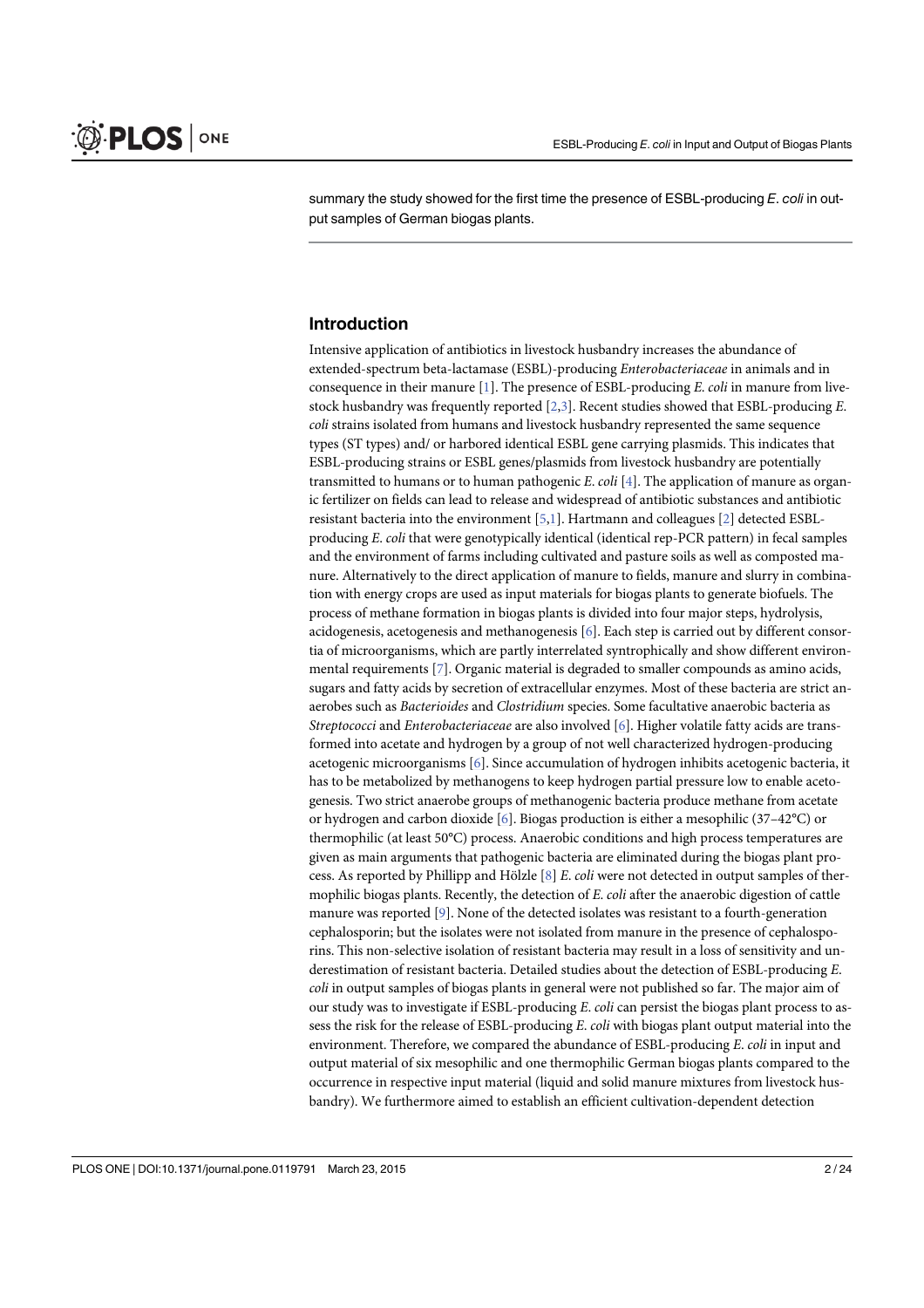summary the study showed for the first time the presence of ESBL-producing *E. coli* in output samples of German biogas plants.

## Introduction

Intensive application of antibiotics in livestock husbandry increases the abundance of extended-spectrum beta-lactamase (ESBL)-producing *Enterobacteriaceae* in animals and in consequence in their manure [1]. The presence of ESBL-producing *E. coli* in manure from livestock husbandry was frequently reported [2,3]. Recent studies showed that ESBL-producing *E. coli* strains isolated from humans and livestock husbandry represented the same sequence types (ST types) and/ or harbored identical ESBL gene carrying plasmids. This indicates that ESBL-producing strains or ESBL genes/plasmids from livestock husbandry are potentially transmitted to humans or to human pathogenic *E. coli* [4]. The application of manure as organic fertilizer on fields can lead to release and widespread of antibiotic substances and antibiotic resistant bacteria into the environment [5,1]. Hartmann and colleagues [2] detected ESBL-producing *E. coli* that were genotypically identical (identical rep-PCR pattern) in fecal samples and the environment of farms including cultivated and pasture soils as well as composted manure. Alternatively to the direct application of manure to fields, manure and slurry in combination with energy crops are used as input materials for biogas plants to generate biofuels. The process of methane formation in biogas plants is divided into four major steps, hydrolysis, acidogenesis, acetogenesis and methanogenesis [6]. Each step is carried out by different consortia of microorganisms, which are partly interrelated syntrophically and show different environmental requirements [7]. Organic material is degraded to smaller compounds as amino acids, sugars and fatty acids by secretion of extracellular enzymes. Most of these bacteria are strict anaerobes such as *Bacterioides* and *Clostridium* species. Some facultative anaerobic bacteria as *Streptococci* and *Enterobacteriaceae* are also involved [6]. Higher volatile fatty acids are transformed into acetate and hydrogen by a group of not well characterized hydrogen-producing acetogenic microorganisms [6]. Since accumulation of hydrogen inhibits acetogenic bacteria, it has to be metabolized by methanogens to keep hydrogen partial pressure low to enable acetogenesis. Two strict anaerobe groups of methanogenic bacteria produce methane from acetate or hydrogen and carbon dioxide [6]. Biogas production is either a mesophilic (37–42°C) or thermophilic (at least 50°C) process. Anaerobic conditions and high process temperatures are given as main arguments that pathogenic bacteria are eliminated during the biogas plant process. As reported by Phillipp and Hölzle [8] *E. coli* were not detected in output samples of thermophilic biogas plants. Recently, the detection of *E. coli* after the anaerobic digestion of cattle manure was reported [9]. None of the detected isolates was resistant to a fourth-generation cephalosporin; but the isolates were not isolated from manure in the presence of cephalosporins. This non-selective isolation of resistant bacteria may result in a loss of sensitivity and underestimation of resistant bacteria. Detailed studies about the detection of ESBL-producing *E. coli* in output samples of biogas plants in general were not published so far. The major aim of our study was to investigate if ESBL-producing *E. coli* can persist the biogas plant process to assess the risk for the release of ESBL-producing *E. coli* with biogas plant output material into the environment. Therefore, we compared the abundance of ESBL-producing *E. coli* in input and output material of six mesophilic and one thermophilic German biogas plants compared to the occurrence in respective input material (liquid and solid manure mixtures from livestock husbandry). We furthermore aimed to establish an efficient cultivation-dependent detection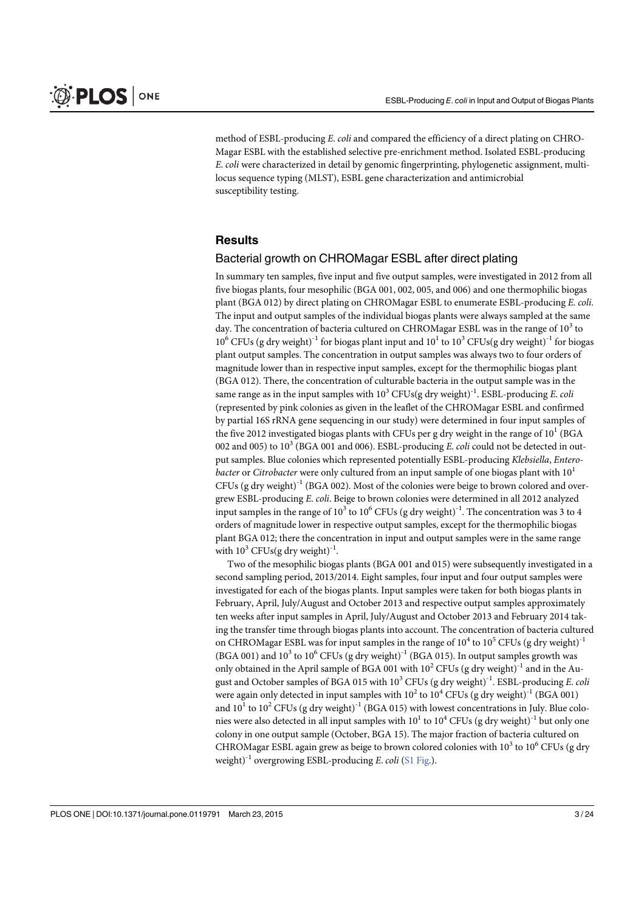method of ESBL-producing *E. coli* and compared the efficiency of a direct plating on CHROMagar ESBL with the established selective pre-enrichment method. Isolated ESBL-producing *E. coli* were characterized in detail by genomic fingerprinting, phylogenetic assignment, multilocus sequence typing (MLST), ESBL gene characterization and antimicrobial susceptibility testing.

## Results

### Bacterial growth on CHROMagar ESBL after direct plating

In summary ten samples, five input and five output samples, were investigated in 2012 from all five biogas plants, four mesophilic (BGA 001, 002, 005, and 006) and one thermophilic biogas plant (BGA 012) by direct plating on CHROMagar ESBL to enumerate ESBL-producing *E. coli*. The input and output samples of the individual biogas plants were always sampled at the same day. The concentration of bacteria cultured on CHROMagar ESBL was in the range of $10^3$ to $10^6$ CFUs (g dry weight)$^{-1}$ for biogas plant input and $10^1$ to $10^3$ CFUs(g dry weight)$^{-1}$ for biogas plant output samples. The concentration in output samples was always two to four orders of magnitude lower than in respective input samples, except for the thermophilic biogas plant (BGA 012). There, the concentration of culturable bacteria in the output sample was in the same range as in the input samples with $10^3$ CFUs(g dry weight)$^{-1}$. ESBL-producing *E. coli* (represented by pink colonies as given in the leaflet of the CHROMagar ESBL and confirmed by partial 16S rRNA gene sequencing in our study) were determined in four input samples of the five 2012 investigated biogas plants with CFUs per g dry weight in the range of $10^1$ (BGA 002 and 005) to $10^3$ (BGA 001 and 006). ESBL-producing *E. coli* could not be detected in output samples. Blue colonies which represented potentially ESBL-producing *Klebsiella*, *Enterobacter* or *Citrobacter* were only cultured from an input sample of one biogas plant with $10^1$ CFUs (g dry weight)$^{-1}$ (BGA 002). Most of the colonies were beige to brown colored and overgrew ESBL-producing *E. coli*. Beige to brown colonies were determined in all 2012 analyzed input samples in the range of $10^3$ to $10^6$ CFUs (g dry weight)$^{-1}$. The concentration was 3 to 4 orders of magnitude lower in respective output samples, except for the thermophilic biogas plant BGA 012; there the concentration in input and output samples were in the same range with $10^3$ CFUs(g dry weight)$^{-1}$.

Two of the mesophilic biogas plants (BGA 001 and 015) were subsequently investigated in a second sampling period, 2013/2014. Eight samples, four input and four output samples were investigated for each of the biogas plants. Input samples were taken for both biogas plants in February, April, July/August and October 2013 and respective output samples approximately ten weeks after input samples in April, July/August and October 2013 and February 2014 taking the transfer time through biogas plants into account. The concentration of bacteria cultured on CHROMagar ESBL was for input samples in the range of $10^4$ to $10^5$ CFUs (g dry weight)$^{-1}$ (BGA 001) and $10^3$ to $10^6$ CFUs (g dry weight)$^{-1}$ (BGA 015). In output samples growth was only obtained in the April sample of BGA 001 with $10^2$ CFUs (g dry weight)$^{-1}$ and in the August and October samples of BGA 015 with $10^3$ CFUs (g dry weight)$^{-1}$. ESBL-producing *E. coli* were again only detected in input samples with $10^2$ to $10^4$ CFUs (g dry weight)$^{-1}$ (BGA 001) and $10^1$ to $10^2$ CFUs (g dry weight)$^{-1}$ (BGA 015) with lowest concentrations in July. Blue colonies were also detected in all input samples with $10^1$ to $10^4$ CFUs (g dry weight)$^{-1}$ but only one colony in one output sample (October, BGA 15). The major fraction of bacteria cultured on CHROMagar ESBL again grew as beige to brown colored colonies with $10^3$ to $10^6$ CFUs (g dry weight)$^{-1}$ overgrowing ESBL-producing *E. coli* (S1 Fig.).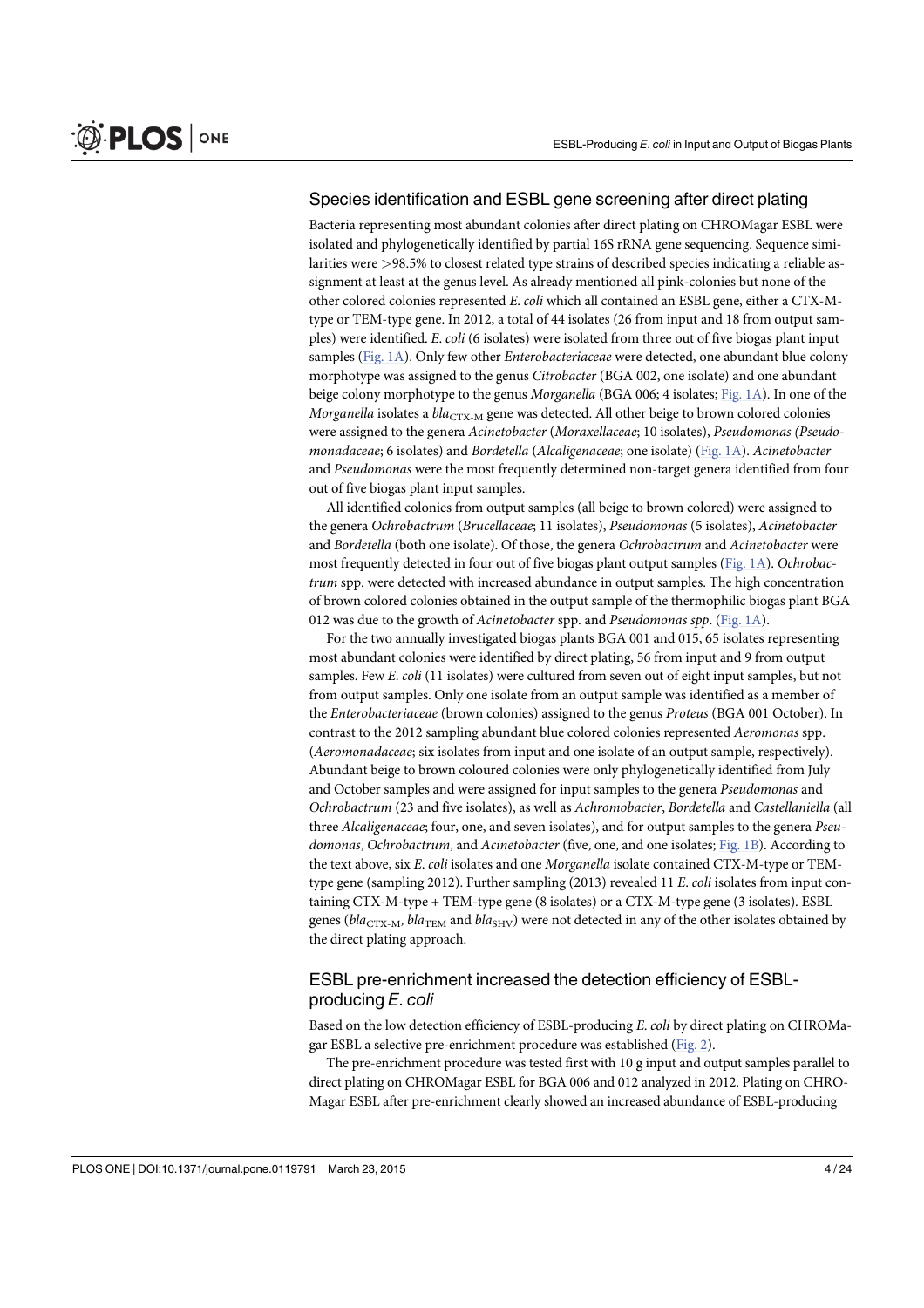## Species identification and ESBL gene screening after direct plating

Bacteria representing most abundant colonies after direct plating on CHROMagar ESBL were isolated and phylogenetically identified by partial 16S rRNA gene sequencing. Sequence similarities were >98.5% to closest related type strains of described species indicating a reliable assignment at least at the genus level. As already mentioned all pink-colonies but none of the other colored colonies represented *E. coli* which all contained an ESBL gene, either a CTX-M-type or TEM-type gene. In 2012, a total of 44 isolates (26 from input and 18 from output samples) were identified. *E. coli* (6 isolates) were isolated from three out of five biogas plant input samples (Fig. 1A). Only few other *Enterobacteriaceae* were detected, one abundant blue colony morphotype was assigned to the genus *Citrobacter* (BGA 002, one isolate) and one abundant beige colony morphotype to the genus *Morganella* (BGA 006; 4 isolates; Fig. 1A). In one of the *Morganella* isolates a $bla_{\text{CTX-M}}$ gene was detected. All other beige to brown colored colonies were assigned to the genera *Acinetobacter* (*Moraxellaceae*; 10 isolates), *Pseudomonas (Pseudomonadaceae*; 6 isolates) and *Bordetella* (*Alcaligenaceae*; one isolate) (Fig. 1A). *Acinetobacter* and *Pseudomonas* were the most frequently determined non-target genera identified from four out of five biogas plant input samples.

All identified colonies from output samples (all beige to brown colored) were assigned to the genera *Ochrobactrum* (*Brucellaceae*; 11 isolates), *Pseudomonas* (5 isolates), *Acinetobacter* and *Bordetella* (both one isolate). Of those, the genera *Ochrobactrum* and *Acinetobacter* were most frequently detected in four out of five biogas plant output samples (Fig. 1A). *Ochrobactrum* spp. were detected with increased abundance in output samples. The high concentration of brown colored colonies obtained in the output sample of the thermophilic biogas plant BGA 012 was due to the growth of *Acinetobacter* spp. and *Pseudomonas spp*. (Fig. 1A).

For the two annually investigated biogas plants BGA 001 and 015, 65 isolates representing most abundant colonies were identified by direct plating, 56 from input and 9 from output samples. Few *E. coli* (11 isolates) were cultured from seven out of eight input samples, but not from output samples. Only one isolate from an output sample was identified as a member of the *Enterobacteriaceae* (brown colonies) assigned to the genus *Proteus* (BGA 001 October). In contrast to the 2012 sampling abundant blue colored colonies represented *Aeromonas* spp. (*Aeromonadaceae*; six isolates from input and one isolate of an output sample, respectively). Abundant beige to brown coloured colonies were only phylogenetically identified from July and October samples and were assigned for input samples to the genera *Pseudomonas* and *Ochrobactrum* (23 and five isolates), as well as *Achromobacter*, *Bordetella* and *Castellaniella* (all three *Alcaligenaceae*; four, one, and seven isolates), and for output samples to the genera *Pseudomonas*, *Ochrobactrum*, and *Acinetobacter* (five, one, and one isolates; Fig. 1B). According to the text above, six *E. coli* isolates and one *Morganella* isolate contained CTX-M-type or TEM-type gene (sampling 2012). Further sampling (2013) revealed 11 *E. coli* isolates from input containing CTX-M-type + TEM-type gene (8 isolates) or a CTX-M-type gene (3 isolates). ESBL genes ($bla_{\text{CTX-M}}$, $bla_{\text{TEM}}$ and $bla_{\text{SHV}}$) were not detected in any of the other isolates obtained by the direct plating approach.

## ESBL pre-enrichment increased the detection efficiency of ESBL-producing *E. coli*

Based on the low detection efficiency of ESBL-producing *E. coli* by direct plating on CHROMagar ESBL a selective pre-enrichment procedure was established (Fig. 2).

The pre-enrichment procedure was tested first with 10 g input and output samples parallel to direct plating on CHROMagar ESBL for BGA 006 and 012 analyzed in 2012. Plating on CHROMagar ESBL after pre-enrichment clearly showed an increased abundance of ESBL-producing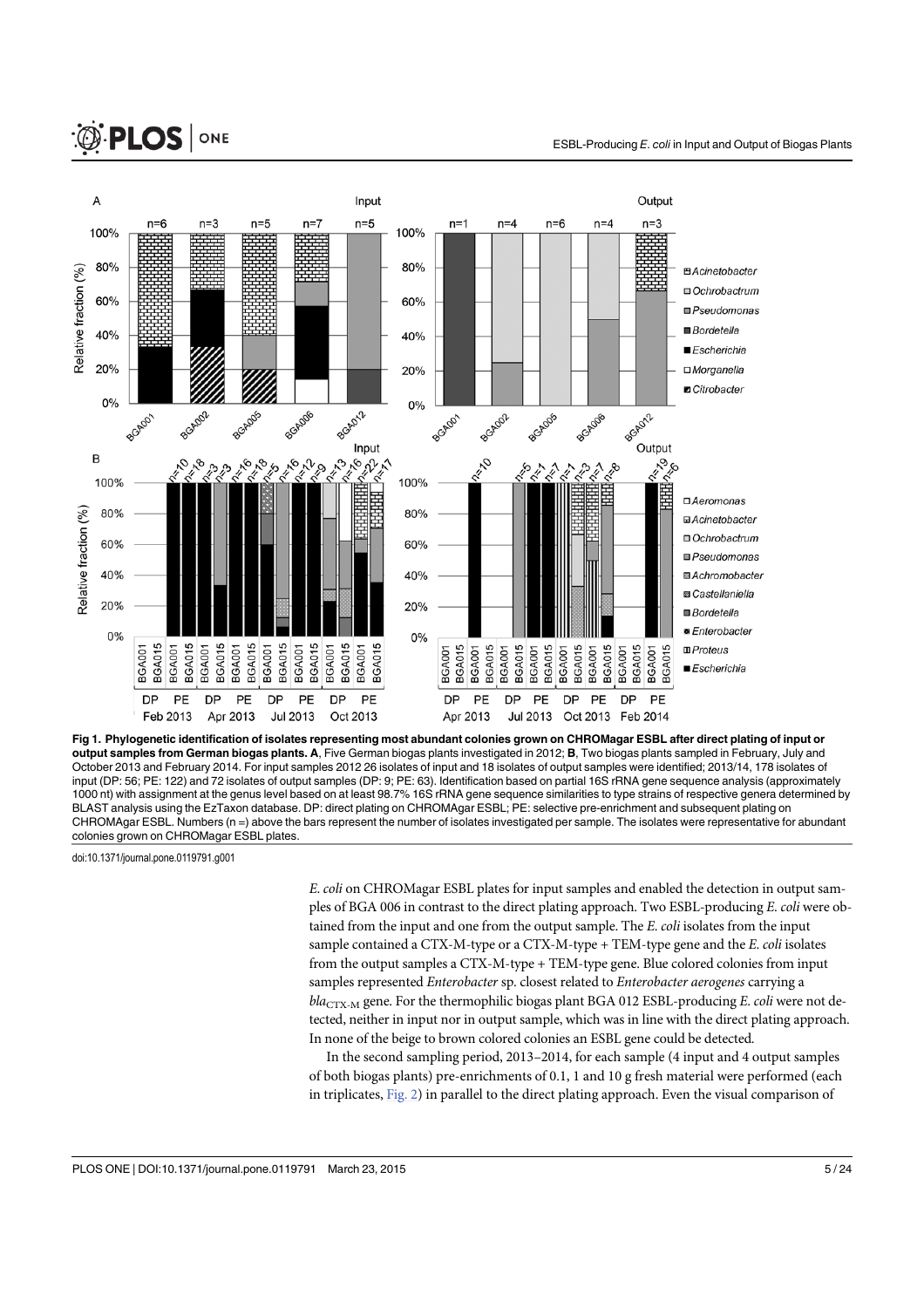**Fig 1. Phylogenetic identification of isolates representing most abundant colonies grown on CHROMagar ESBL after direct plating of input or output samples from German biogas plants. A**, Five German biogas plants investigated in 2012; **B**, Two biogas plants sampled in February, July and October 2013 and February 2014. For input samples 2012 26 isolates of input and 18 isolates of output samples were identified; 2013/14, 178 isolates of input (DP: 56; PE: 122) and 72 isolates of output samples (DP: 9; PE: 63). Identification based on partial 16S rRNA gene sequence analysis (approximately 1000 nt) with assignment at the genus level based on at least 98.7% 16S rRNA gene sequence similarities to type strains of respective genera determined by BLAST analysis using the EzTaxon database. DP: direct plating on CHROMAgar ESBL; PE: selective pre-enrichment and subsequent plating on CHROMAgar ESBL. Numbers (n =) above the bars represent the number of isolates investigated per sample. The isolates were representative for abundant colonies grown on CHROMagar ESBL plates.

doi:10.1371/journal.pone.0119791.g001

*E. coli* on CHROMagar ESBL plates for input samples and enabled the detection in output samples of BGA 006 in contrast to the direct plating approach. Two ESBL-producing *E. coli* were obtained from the input and one from the output sample. The *E. coli* isolates from the input sample contained a CTX-M-type or a CTX-M-type + TEM-type gene and the *E. coli* isolates from the output samples a CTX-M-type + TEM-type gene. Blue colored colonies from input samples represented *Enterobacter* sp. closest related to *Enterobacter aerogenes* carrying a *bla*$_{\text{CTX-M}}$ gene. For the thermophilic biogas plant BGA 012 ESBL-producing *E. coli* were not detected, neither in input nor in output sample, which was in line with the direct plating approach. In none of the beige to brown colored colonies an ESBL gene could be detected.

In the second sampling period, 2013–2014, for each sample (4 input and 4 output samples of both biogas plants) pre-enrichments of 0.1, 1 and 10 g fresh material were performed (each in triplicates, Fig. 2) in parallel to the direct plating approach. Even the visual comparison of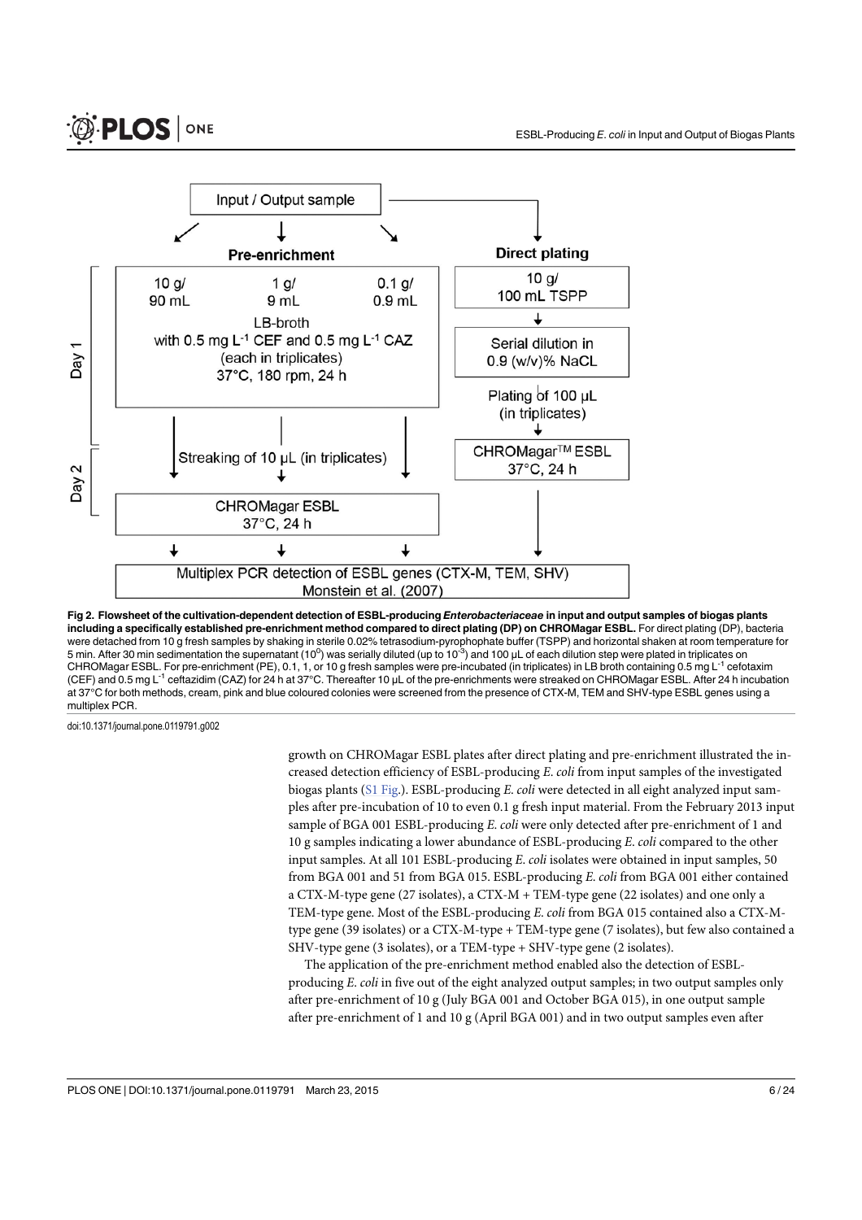**Fig 2. Flowsheet of the cultivation-dependent detection of ESBL-producing *Enterobacteriaceae* in input and output samples of biogas plants including a specifically established pre-enrichment method compared to direct plating (DP) on CHROMagar ESBL.** For direct plating (DP), bacteria were detached from 10 g fresh samples by shaking in sterile 0.02% tetrasodium-pyrophophate buffer (TSPP) and horizontal shaken at room temperature for 5 min. After 30 min sedimentation the supernatant ($10^0$) was serially diluted (up to $10^{-3}$) and 100 µL of each dilution step were plated in triplicates on CHROMagar ESBL. For pre-enrichment (PE), 0.1, 1, or 10 g fresh samples were pre-incubated (in triplicates) in LB broth containing 0.5 mg $L^{-1}$ cefotaxim (CEF) and 0.5 mg $L^{-1}$ ceftazidim (CAZ) for 24 h at 37°C. Thereafter 10 µL of the pre-enrichments were streaked on CHROMagar ESBL. After 24 h incubation at 37°C for both methods, cream, pink and blue coloured colonies were screened from the presence of CTX-M, TEM and SHV-type ESBL genes using a multiplex PCR.

doi:10.1371/journal.pone.0119791.g002

growth on CHROMagar ESBL plates after direct plating and pre-enrichment illustrated the increased detection efficiency of ESBL-producing *E. coli* from input samples of the investigated biogas plants (S1 Fig.). ESBL-producing *E. coli* were detected in all eight analyzed input samples after pre-incubation of 10 to even 0.1 g fresh input material. From the February 2013 input sample of BGA 001 ESBL-producing *E. coli* were only detected after pre-enrichment of 1 and 10 g samples indicating a lower abundance of ESBL-producing *E. coli* compared to the other input samples. At all 101 ESBL-producing *E. coli* isolates were obtained in input samples, 50 from BGA 001 and 51 from BGA 015. ESBL-producing *E. coli* from BGA 001 either contained a CTX-M-type gene (27 isolates), a CTX-M + TEM-type gene (22 isolates) and one only a TEM-type gene. Most of the ESBL-producing *E. coli* from BGA 015 contained also a CTX-M-type gene (39 isolates) or a CTX-M-type + TEM-type gene (7 isolates), but few also contained a SHV-type gene (3 isolates), or a TEM-type + SHV-type gene (2 isolates).

The application of the pre-enrichment method enabled also the detection of ESBL-producing *E. coli* in five out of the eight analyzed output samples; in two output samples only after pre-enrichment of 10 g (July BGA 001 and October BGA 015), in one output sample after pre-enrichment of 1 and 10 g (April BGA 001) and in two output samples even after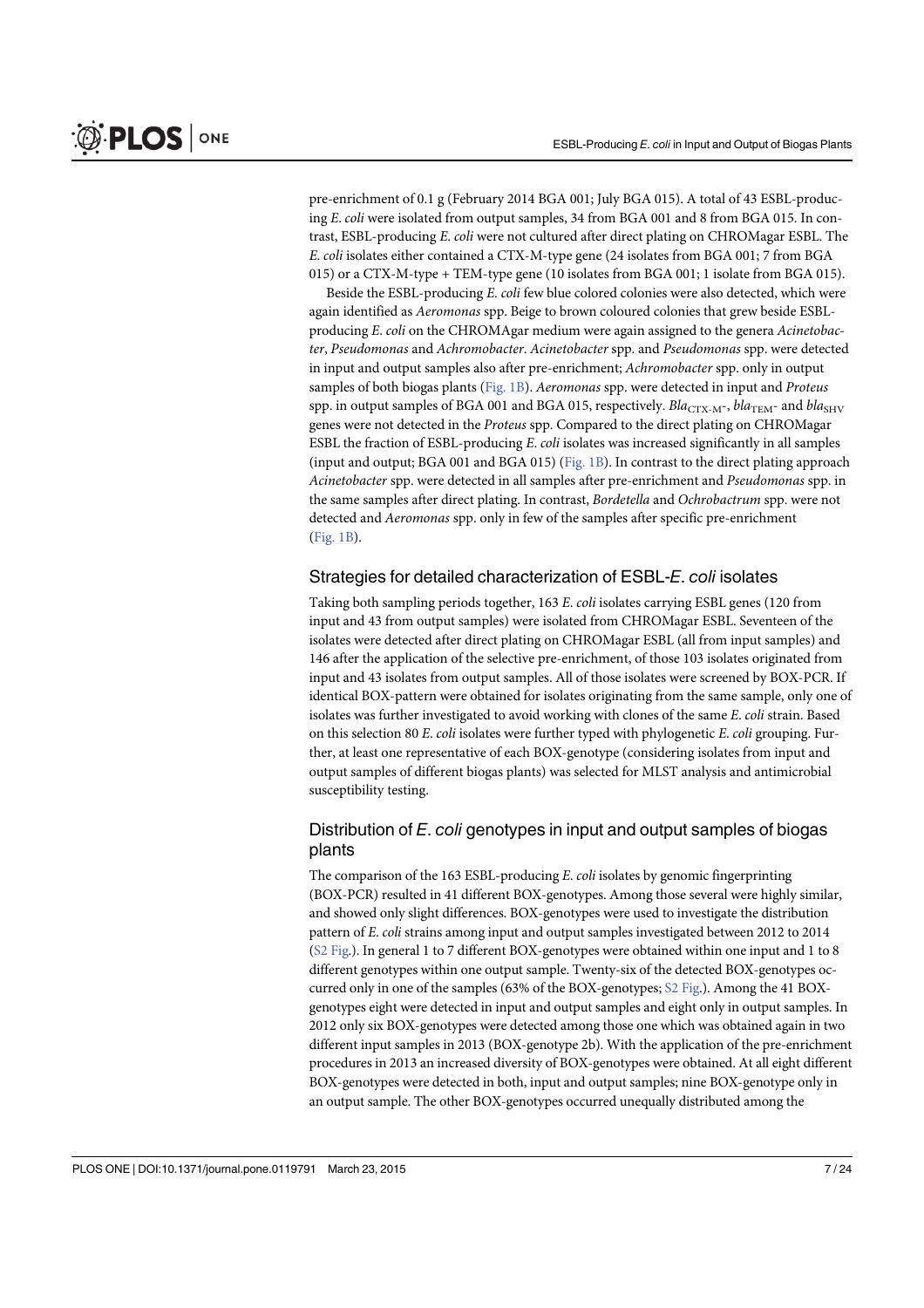pre-enrichment of 0.1 g (February 2014 BGA 001; July BGA 015). A total of 43 ESBL-producing *E*. *coli* were isolated from output samples, 34 from BGA 001 and 8 from BGA 015. In contrast, ESBL-producing *E*. *coli* were not cultured after direct plating on CHROMagar ESBL. The *E*. *coli* isolates either contained a CTX-M-type gene (24 isolates from BGA 001; 7 from BGA 015) or a CTX-M-type + TEM-type gene (10 isolates from BGA 001; 1 isolate from BGA 015).

Beside the ESBL-producing *E*. *coli* few blue colored colonies were also detected, which were again identified as *Aeromonas* spp. Beige to brown coloured colonies that grew beside ESBL-producing *E*. *coli* on the CHROMAgar medium were again assigned to the genera *Acinetobacter*, *Pseudomonas* and *Achromobacter*. *Acinetobacter* spp. and *Pseudomonas* spp. were detected in input and output samples also after pre-enrichment; *Achromobacter* spp. only in output samples of both biogas plants (Fig. 1B). *Aeromonas* spp. were detected in input and *Proteus* spp. in output samples of BGA 001 and BGA 015, respectively. $Bla_{\text{CTX-M}}$-, $bla_{\text{TEM}}$- and $bla_{\text{SHV}}$ genes were not detected in the *Proteus* spp. Compared to the direct plating on CHROMagar ESBL the fraction of ESBL-producing *E*. *coli* isolates was increased significantly in all samples (input and output; BGA 001 and BGA 015) (Fig. 1B). In contrast to the direct plating approach *Acinetobacter* spp. were detected in all samples after pre-enrichment and *Pseudomonas* spp. in the same samples after direct plating. In contrast, *Bordetella* and *Ochrobactrum* spp. were not detected and *Aeromonas* spp. only in few of the samples after specific pre-enrichment (Fig. 1B).

## Strategies for detailed characterization of ESBL-*E*. *coli* isolates

Taking both sampling periods together, 163 *E*. *coli* isolates carrying ESBL genes (120 from input and 43 from output samples) were isolated from CHROMagar ESBL. Seventeen of the isolates were detected after direct plating on CHROMagar ESBL (all from input samples) and 146 after the application of the selective pre-enrichment, of those 103 isolates originated from input and 43 isolates from output samples. All of those isolates were screened by BOX-PCR. If identical BOX-pattern were obtained for isolates originating from the same sample, only one of isolates was further investigated to avoid working with clones of the same *E*. *coli* strain. Based on this selection 80 *E*. *coli* isolates were further typed with phylogenetic *E*. *coli* grouping. Further, at least one representative of each BOX-genotype (considering isolates from input and output samples of different biogas plants) was selected for MLST analysis and antimicrobial susceptibility testing.

## Distribution of *E*. *coli* genotypes in input and output samples of biogas plants

The comparison of the 163 ESBL-producing *E*. *coli* isolates by genomic fingerprinting (BOX-PCR) resulted in 41 different BOX-genotypes. Among those several were highly similar, and showed only slight differences. BOX-genotypes were used to investigate the distribution pattern of *E*. *coli* strains among input and output samples investigated between 2012 to 2014 (S2 Fig.). In general 1 to 7 different BOX-genotypes were obtained within one input and 1 to 8 different genotypes within one output sample. Twenty-six of the detected BOX-genotypes occurred only in one of the samples (63% of the BOX-genotypes; S2 Fig.). Among the 41 BOX-genotypes eight were detected in input and output samples and eight only in output samples. In 2012 only six BOX-genotypes were detected among those one which was obtained again in two different input samples in 2013 (BOX-genotype 2b). With the application of the pre-enrichment procedures in 2013 an increased diversity of BOX-genotypes were obtained. At all eight different BOX-genotypes were detected in both, input and output samples; nine BOX-genotype only in an output sample. The other BOX-genotypes occurred unequally distributed among the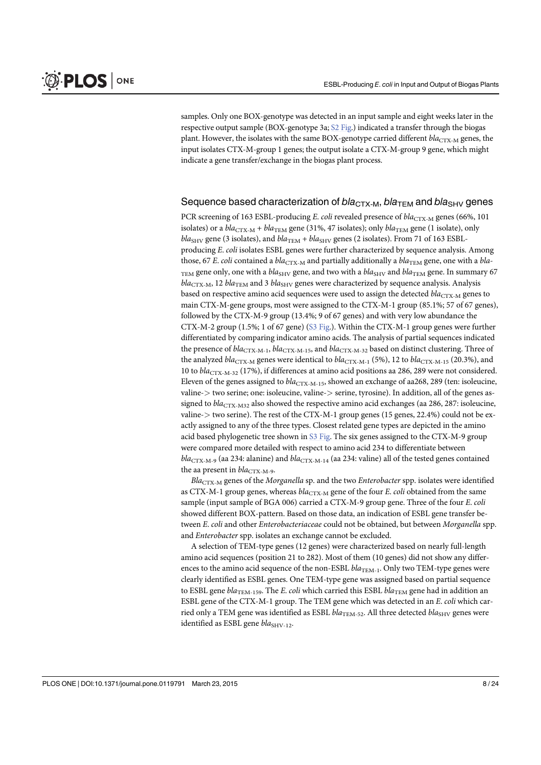samples. Only one BOX-genotype was detected in an input sample and eight weeks later in the respective output sample (BOX-genotype 3a; S2 Fig.) indicated a transfer through the biogas plant. However, the isolates with the same BOX-genotype carried different $bla_{CTX-M}$ genes, the input isolates CTX-M-group 1 genes; the output isolate a CTX-M-group 9 gene, which might indicate a gene transfer/exchange in the biogas plant process.

## Sequence based characterization of $bla_{CTX-M}$, $bla_{TEM}$ and $bla_{SHV}$ genes

PCR screening of 163 ESBL-producing *E. coli* revealed presence of $bla_{CTX-M}$ genes (66%, 101 isolates) or a $bla_{CTX-M}$ + $bla_{TEM}$ gene (31%, 47 isolates); only $bla_{TEM}$ gene (1 isolate), only $bla_{SHV}$ gene (3 isolates), and $bla_{TEM}$ + $bla_{SHV}$ genes (2 isolates). From 71 of 163 ESBL-producing *E. coli* isolates ESBL genes were further characterized by sequence analysis. Among those, 67 *E. coli* contained a $bla_{CTX-M}$ and partially additionally a $bla_{TEM}$ gene, one with a $bla_{TEM}$ gene only, one with a $bla_{SHV}$ gene, and two with a $bla_{SHV}$ and $bla_{TEM}$ gene. In summary 67 $bla_{CTX-M}$, 12 $bla_{TEM}$ and 3 $bla_{SHV}$ genes were characterized by sequence analysis. Analysis based on respective amino acid sequences were used to assign the detected $bla_{CTX-M}$ genes to main CTX-M-gene groups, most were assigned to the CTX-M-1 group (85.1%; 57 of 67 genes), followed by the CTX-M-9 group (13.4%; 9 of 67 genes) and with very low abundance the CTX-M-2 group (1.5%; 1 of 67 gene) (S3 Fig.). Within the CTX-M-1 group genes were further differentiated by comparing indicator amino acids. The analysis of partial sequences indicated the presence of $bla_{CTX-M-1}$, $bla_{CTX-M-15}$, and $bla_{CTX-M-32}$ based on distinct clustering. Three of the analyzed $bla_{CTX-M}$ genes were identical to $bla_{CTX-M-1}$ (5%), 12 to $bla_{CTX-M-15}$ (20.3%), and 10 to $bla_{CTX-M-32}$ (17%), if differences at amino acid positions aa 286, 289 were not considered. Eleven of the genes assigned to $bla_{CTX-M-15}$, showed an exchange of aa268, 289 (ten: isoleucine, valine-> two serine; one: isoleucine, valine-> serine, tyrosine). In addition, all of the genes assigned to $bla_{CTX-M32}$ also showed the respective amino acid exchanges (aa 286, 287: isoleucine, valine-> two serine). The rest of the CTX-M-1 group genes (15 genes, 22.4%) could not be exactly assigned to any of the three types. Closest related gene types are depicted in the amino acid based phylogenetic tree shown in S3 Fig. The six genes assigned to the CTX-M-9 group were compared more detailed with respect to amino acid 234 to differentiate between $bla_{CTX-M-9}$ (aa 234: alanine) and $bla_{CTX-M-14}$ (aa 234: valine) all of the tested genes contained the aa present in $bla_{CTX-M-9}$.

$Bla_{CTX-M}$ genes of the *Morganella* sp. and the two *Enterobacter* spp. isolates were identified as CTX-M-1 group genes, whereas $bla_{CTX-M}$ gene of the four *E. coli* obtained from the same sample (input sample of BGA 006) carried a CTX-M-9 group gene. Three of the four *E. coli* showed different BOX-pattern. Based on those data, an indication of ESBL gene transfer between *E. coli* and other *Enterobacteriaceae* could not be obtained, but between *Morganella* spp. and *Enterobacter* spp. isolates an exchange cannot be excluded.

A selection of TEM-type genes (12 genes) were characterized based on nearly full-length amino acid sequences (position 21 to 282). Most of them (10 genes) did not show any differences to the amino acid sequence of the non-ESBL $bla_{TEM-1}$. Only two TEM-type genes were clearly identified as ESBL genes. One TEM-type gene was assigned based on partial sequence to ESBL gene $bla_{TEM-159}$. The *E. coli* which carried this ESBL $bla_{TEM}$ gene had in addition an ESBL gene of the CTX-M-1 group. The TEM gene which was detected in an *E. coli* which carried only a TEM gene was identified as ESBL $bla_{TEM-52}$. All three detected $bla_{SHV}$ genes were identified as ESBL gene $bla_{SHV-12}$.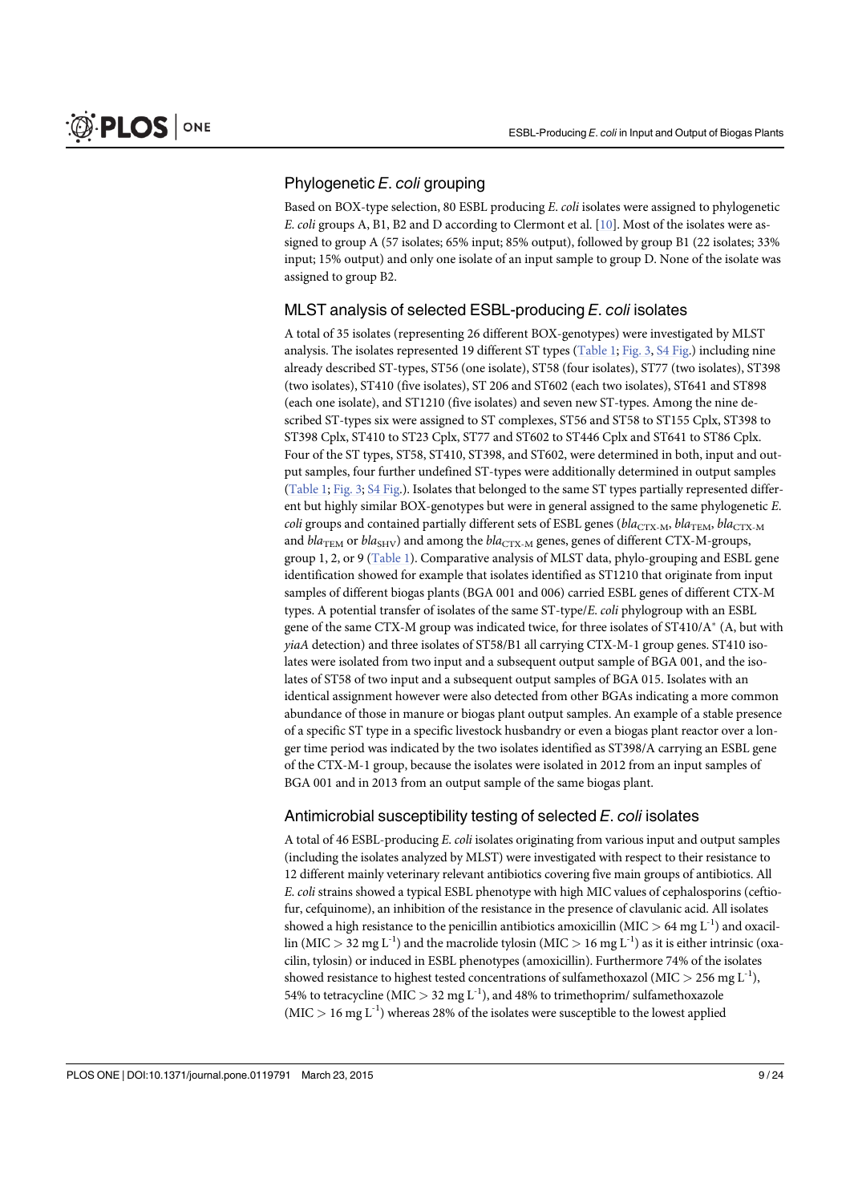## Phylogenetic *E. coli* grouping

Based on BOX-type selection, 80 ESBL producing *E. coli* isolates were assigned to phylogenetic *E. coli* groups A, B1, B2 and D according to Clermont et al. [10]. Most of the isolates were assigned to group A (57 isolates; 65% input; 85% output), followed by group B1 (22 isolates; 33% input; 15% output) and only one isolate of an input sample to group D. None of the isolate was assigned to group B2.

## MLST analysis of selected ESBL-producing *E. coli* isolates

A total of 35 isolates (representing 26 different BOX-genotypes) were investigated by MLST analysis. The isolates represented 19 different ST types (Table 1; Fig. 3, S4 Fig.) including nine already described ST-types, ST56 (one isolate), ST58 (four isolates), ST77 (two isolates), ST398 (two isolates), ST410 (five isolates), ST 206 and ST602 (each two isolates), ST641 and ST898 (each one isolate), and ST1210 (five isolates) and seven new ST-types. Among the nine described ST-types six were assigned to ST complexes, ST56 and ST58 to ST155 Cplx, ST398 to ST398 Cplx, ST410 to ST23 Cplx, ST77 and ST602 to ST446 Cplx and ST641 to ST86 Cplx. Four of the ST types, ST58, ST410, ST398, and ST602, were determined in both, input and output samples, four further undefined ST-types were additionally determined in output samples (Table 1; Fig. 3; S4 Fig.). Isolates that belonged to the same ST types partially represented different but highly similar BOX-genotypes but were in general assigned to the same phylogenetic *E. coli* groups and contained partially different sets of ESBL genes ($bla_{CTX-M}$, $bla_{TEM}$, $bla_{CTX-M}$ and $bla_{TEM}$ or $bla_{SHV}$) and among the $bla_{CTX-M}$ genes, genes of different CTX-M-groups, group 1, 2, or 9 (Table 1). Comparative analysis of MLST data, phylo-grouping and ESBL gene identification showed for example that isolates identified as ST1210 that originate from input samples of different biogas plants (BGA 001 and 006) carried ESBL genes of different CTX-M types. A potential transfer of isolates of the same ST-type/*E. coli* phylogroup with an ESBL gene of the same CTX-M group was indicated twice, for three isolates of ST410/A* (A, but with *yiaA* detection) and three isolates of ST58/B1 all carrying CTX-M-1 group genes. ST410 isolates were isolated from two input and a subsequent output sample of BGA 001, and the isolates of ST58 of two input and a subsequent output samples of BGA 015. Isolates with an identical assignment however were also detected from other BGAs indicating a more common abundance of those in manure or biogas plant output samples. An example of a stable presence of a specific ST type in a specific livestock husbandry or even a biogas plant reactor over a longer time period was indicated by the two isolates identified as ST398/A carrying an ESBL gene of the CTX-M-1 group, because the isolates were isolated in 2012 from an input samples of BGA 001 and in 2013 from an output sample of the same biogas plant.

## Antimicrobial susceptibility testing of selected *E. coli* isolates

A total of 46 ESBL-producing *E. coli* isolates originating from various input and output samples (including the isolates analyzed by MLST) were investigated with respect to their resistance to 12 different mainly veterinary relevant antibiotics covering five main groups of antibiotics. All *E. coli* strains showed a typical ESBL phenotype with high MIC values of cephalosporins (ceftiofur, cefquinome), an inhibition of the resistance in the presence of clavulanic acid. All isolates showed a high resistance to the penicillin antibiotics amoxicillin (MIC > 64 mg $L^{-1}$) and oxacillin (MIC > 32 mg $L^{-1}$) and the macrolide tylosin (MIC > 16 mg $L^{-1}$) as it is either intrinsic (oxacilin, tylosin) or induced in ESBL phenotypes (amoxicillin). Furthermore 74% of the isolates showed resistance to highest tested concentrations of sulfamethoxazol (MIC > 256 mg $L^{-1}$), 54% to tetracycline (MIC > 32 mg $L^{-1}$), and 48% to trimethoprim/ sulfamethoxazole (MIC > 16 mg $L^{-1}$) whereas 28% of the isolates were susceptible to the lowest applied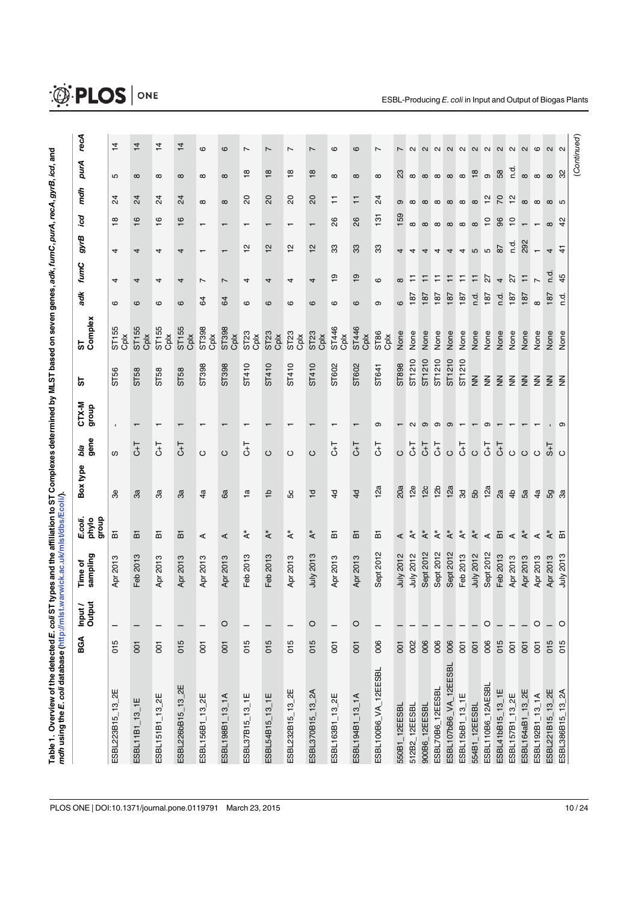**Table 1. Overview of the detected *E. coli* ST types and the affiliation to ST Complexes determined by MLST based on seven genes, *adk*, *fumC*, *purA*, *recA*, *gyrB*, *icd*, and *mdh* using the *E. coli* database (http://mlst.warwick.ac.uk/mlst/dbs/Ecoli/).**

| | BGA | Input / Output | Time of sampling | *E.coli.* phylo group | Box type | *bla* gene | CTX-M group | ST | ST Complex | *adk* | *fumC* | *gyrB* | *icd* | *mdh* | *purA* | *recA* |
|---|---|---|---|---|---|---|---|---|---|---|---|---|---|---|---|---|
| ESBL223B15_13_2E | 015 | I | Apr 2013 | B1 | 3e | S | - | ST56 | ST155 Cplx | 6 | 4 | 4 | 18 | 24 | 5 | 14 |
| ESBL11B1_13_1E | 001 | I | Feb 2013 | B1 | 3a | C+T | 1 | ST58 | ST155 Cplx | 6 | 4 | 4 | 16 | 24 | 8 | 14 |
| ESBL151B1_13_2E | 001 | I | Apr 2013 | B1 | 3a | C+T | 1 | ST58 | ST155 Cplx | 6 | 4 | 4 | 16 | 24 | 8 | 14 |
| ESBL226bB15_13_2E | 015 | I | Apr 2013 | B1 | 3a | C+T | 1 | ST58 | ST155 Cplx | 6 | 4 | 4 | 16 | 24 | 8 | 14 |
| ESBL156B1_13_2E | 001 | I | Apr 2013 | A | 4a | C | 1 | ST398 | ST398 Cplx | 64 | 7 | 1 | 1 | 8 | 8 | 6 |
| ESBL198B1_13_1A | 001 | O | Apr 2013 | A | 6a | C | 1 | ST398 | ST398 Cplx | 64 | 7 | 1 | 1 | 8 | 8 | 6 |
| ESBL37B15_13_1E | 015 | I | Feb 2013 | A* | 1a | C+T | 1 | ST410 | ST23 Cplx | 6 | 4 | 12 | 1 | 20 | 18 | 7 |
| ESBL54B15_13_1E | 015 | I | Feb 2013 | A* | 1b | C | 1 | ST410 | ST23 Cplx | 6 | 4 | 12 | 1 | 20 | 18 | 7 |
| ESBL232B15_13_2E | 015 | I | Apr 2013 | A* | 5c | C | 1 | ST410 | ST23 Cplx | 6 | 4 | 12 | 1 | 20 | 18 | 7 |
| ESBL370B15_13_2A | 015 | O | July 2013 | A* | 1d | C | 1 | ST410 | ST23 Cplx | 6 | 4 | 12 | 1 | 20 | 18 | 7 |
| ESBL163B1_13_2E | 001 | I | Apr 2013 | B1 | 4d | C+T | 1 | ST602 | ST446 Cplx | 6 | 19 | 33 | 26 | 11 | 8 | 6 |
| ESBL194B1_13_1A | 001 | O | Apr 2013 | B1 | 4d | C+T | 1 | ST602 | ST446 Cplx | 6 | 19 | 33 | 26 | 11 | 8 | 6 |
| ESBL100B6_VA_12EESBL | 006 | I | Sept 2012 | B1 | 12a | C+T | 9 | ST641 | ST86 Cplx | 9 | 6 | 33 | 131 | 24 | 8 | 7 |
| 550B1_12EESBL | 001 | I | July 2012 | A | 20a | C | 1 | ST898 | None | 6 | 8 | 4 | 159 | 9 | 23 | 7 |
| 512B2_12EESBL | 002 | I | July 2012 | A* | 12e | C+T | 2 | ST1210 | None | 187 | 11 | 4 | 8 | 8 | 8 | 2 |
| 900B6_12EESBL | 006 | I | Sept 2012 | A* | 12c | C+T | 9 | ST1210 | None | 187 | 11 | 4 | 8 | 8 | 8 | 2 |
| ESBL70B6_12EESBL | 006 | I | Sept 2012 | A* | 12b | C+T | 9 | ST1210 | None | 187 | 11 | 4 | 8 | 8 | 8 | 2 |
| ESBL107bB6_VA_12EESBL | 006 | I | Sept 2012 | A* | 12a | C | 9 | ST1210 | None | 187 | 11 | 4 | 8 | 8 | 8 | 2 |
| ESBL15bB1_13_1E | 001 | I | Feb 2013 | A* | 3d | C+T | 1 | ST1210 | None | 187 | 11 | 4 | 8 | 8 | 8 | 2 |
| 554B1_12EESBL | 001 | I | July 2012 | A* | 5b | C | 1 | NN | None | n.d. | 11 | 5 | 8 | 8 | 18 | 2 |
| ESBL110B6_12AESBL | 006 | O | Sept 2012 | A | 12a | C+T | 9 | NN | None | 187 | 27 | 5 | 10 | 12 | 9 | 2 |
| ESBL41bB15_13_1E | 015 | I | Feb 2013 | B1 | 2a | C+T | 1 | NN | None | n.d. | 4 | 87 | 96 | 70 | 58 | 2 |
| ESBL157B1_13_2E | 001 | I | Apr 2013 | A | 4b | C | 1 | NN | None | 187 | 27 | n.d. | 10 | 12 | n.d. | 2 |
| ESBL164aB1_13_2E | 001 | I | Apr 2013 | A* | 5a | C | 1 | NN | None | 187 | 11 | 292 | 1 | 8 | 8 | 2 |
| ESBL192B1_13_1A | 001 | O | Apr 2013 | A | 4a | C | 1 | NN | None | 8 | 7 | 1 | 1 | 8 | 8 | 6 |
| ESBL221B15_13_2E | 015 | I | Apr 2013 | A* | 5g | S+T | - | NN | None | 187 | n.d. | 4 | 8 | 8 | 8 | 2 |
| ESBL386B15_13_2A | 015 | O | July 2013 | B1 | 3a | C | 9 | NN | None | n.d. | 45 | 41 | 42 | 5 | 32 | 2 |

(Continued)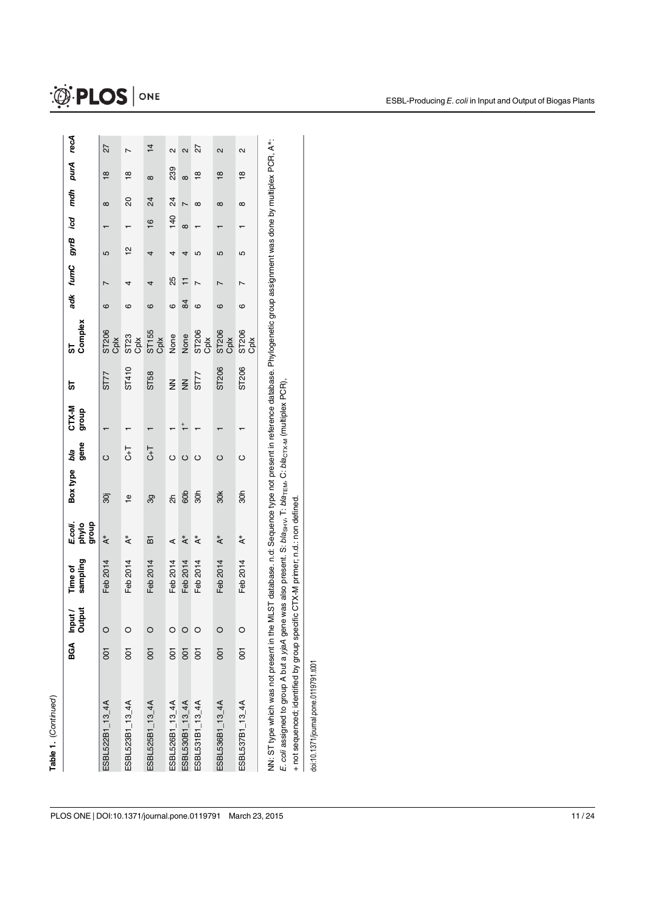Table 1. (Continued)

| | BGA | Input / Output | Time of sampling | E.coli. phylo group | Box type | bla gene | CTX-M group | ST | ST Complex | adk | fumC | gyrB | icd | mdh | purA | recA |
|---|---|---|---|---|---|---|---|---|---|---|---|---|---|---|---|---|
| ESBL522B1_13_4A | 001 | O | Feb 2014 | A* | 30j | C | 1 | ST77 | ST206 Cplx | 6 | 7 | 5 | 1 | 8 | 18 | 27 |
| ESBL523B1_13_4A | 001 | O | Feb 2014 | A* | 1e | C+T | 1 | ST410 | ST23 Cplx | 6 | 4 | 12 | 1 | 20 | 18 | 7 |
| ESBL525B1_13_4A | 001 | O | Feb 2014 | B1 | 3g | C+T | 1 | ST58 | ST155 Cplx | 6 | 4 | 4 | 16 | 24 | 8 | 14 |
| ESBL526B1_13_4A | 001 | O | Feb 2014 | A | 2h | C | 1 | NN | None | 6 | 25 | 4 | 140 | 24 | 239 | 2 |
| ESBL530B1_13_4A | 001 | O | Feb 2014 | A* | 60b | C | 1+ | NN | None | 84 | 11 | 4 | 8 | 7 | 8 | 2 |
| ESBL531B1_13_4A | 001 | O | Feb 2014 | A* | 30h | C | 1 | ST77 | ST206 Cplx | 6 | 7 | 5 | 1 | 8 | 18 | 27 |
| ESBL536B1_13_4A | 001 | O | Feb 2014 | A* | 30k | C | 1 | ST206 | ST206 Cplx | 6 | 7 | 5 | 1 | 8 | 18 | 2 |
| ESBL537B1_13_4A | 001 | O | Feb 2014 | A* | 30h | C | 1 | ST206 | ST206 Cplx | 6 | 7 | 5 | 1 | 8 | 18 | 2 |

NN: ST type which was not present in the MLST database. n.d: Sequence type not present in reference database. Phylogenetic group assignment was done by multiplex PCR, A*: *E. coli* assigned to group A but a *yjaA* gene was also present. S: $bla_{SHV}$, T: $bla_{TEM}$, C: $bla_{CTX-M}$ (multiplex PCR),

+ not sequenced; identified by group specific CTX-M primer; n.d.: non defined.

doi:10.1371/journal.pone.0119791.t001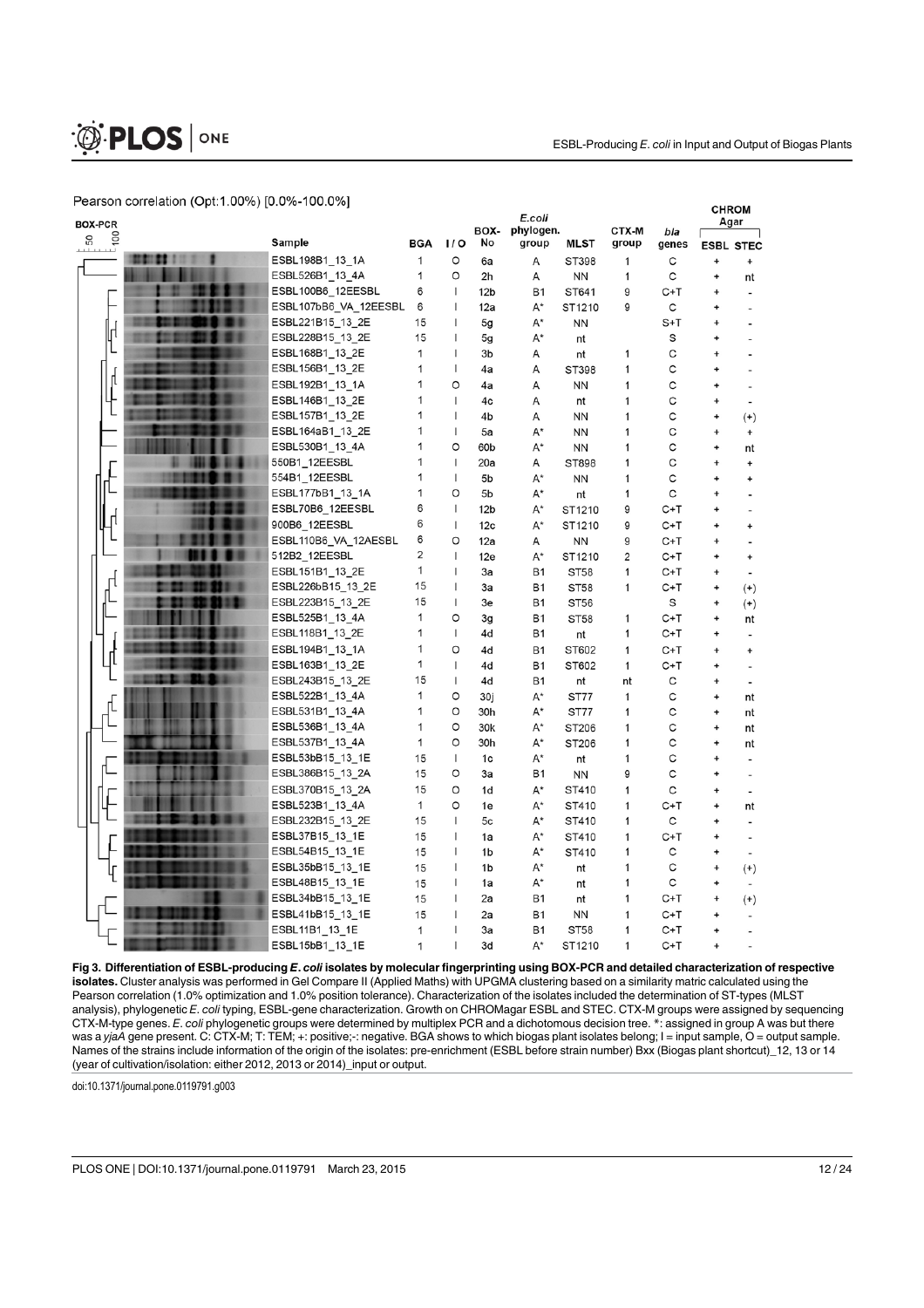Pearson correlation (Opt:1.00%) [0.0%-100.0%]

| Sample | BGA | I/O | BOX-No | E.coli phylogen. group | MLST | CTX-M group | bla genes | CHROM Agar ESBL | CHROM Agar STEC |
|---|---|---|---|---|---|---|---|---|---|
| ESBL198B1_13_1A | 1 | O | 6a | A | ST398 | 1 | C | + | + |
| ESBL526B1_13_4A | 1 | O | 2h | A | NN | 1 | C | + | nt |
| ESBL100B6_12EESBL | 6 | I | 12b | B1 | ST641 | 9 | C+T | + | - |
| ESBL107bB6_VA_12EESBL | 6 | I | 12a | A* | ST1210 | 9 | C | + | - |
| ESBL221B15_13_2E | 15 | I | 5g | A* | NN | | S+T | + | - |
| ESBL228B15_13_2E | 15 | I | 5g | A* | nt | | S | + | - |
| ESBL168B1_13_2E | 1 | I | 3b | A | nt | 1 | C | + | - |
| ESBL156B1_13_2E | 1 | I | 4a | A | ST398 | 1 | C | + | - |
| ESBL192B1_13_1A | 1 | O | 4a | A | NN | 1 | C | + | - |
| ESBL146B1_13_2E | 1 | I | 4c | A | nt | 1 | C | + | - |
| ESBL157B1_13_2E | 1 | I | 4b | A | NN | 1 | C | + | (+) |
| ESBL164aB1_13_2E | 1 | I | 5a | A* | NN | 1 | C | + | + |
| ESBL530B1_13_4A | 1 | O | 60b | A* | NN | 1 | C | + | nt |
| 550B1_12EESBL | 1 | I | 20a | A | ST898 | 1 | C | + | + |
| 554B1_12EESBL | 1 | I | 5b | A* | NN | 1 | C | + | + |
| ESBL177bB1_13_1A | 1 | O | 5b | A* | nt | 1 | C | + | - |
| ESBL70B6_12EESBL | 6 | I | 12b | A* | ST1210 | 9 | C+T | + | - |
| 900B6_12EESBL | 6 | I | 12c | A* | ST1210 | 9 | C+T | + | + |
| ESBL110B6_VA_12AESBL | 6 | O | 12a | A | NN | 9 | C+T | + | - |
| 512B2_12EESBL | 2 | I | 12e | A* | ST1210 | 2 | C+T | + | + |
| ESBL151B1_13_2E | 1 | I | 3a | B1 | ST58 | 1 | C+T | + | - |
| ESBL226bB15_13_2E | 15 | I | 3a | B1 | ST58 | 1 | C+T | + | (+) |
| ESBL223B15_13_2E | 15 | I | 3e | B1 | ST56 | | S | + | (+) |
| ESBL525B1_13_4A | 1 | O | 3g | B1 | ST58 | 1 | C+T | + | nt |
| ESBL118B1_13_2E | 1 | I | 4d | B1 | nt | 1 | C+T | + | - |
| ESBL194B1_13_1A | 1 | O | 4d | B1 | ST602 | 1 | C+T | + | + |
| ESBL163B1_13_2E | 1 | I | 4d | B1 | ST602 | 1 | C+T | + | - |
| ESBL243B15_13_2E | 15 | I | 4d | B1 | nt | nt | C | + | - |
| ESBL522B1_13_4A | 1 | O | 30j | A* | ST77 | 1 | C | + | nt |
| ESBL531B1_13_4A | 1 | O | 30h | A* | ST77 | 1 | C | + | nt |
| ESBL536B1_13_4A | 1 | O | 30k | A* | ST206 | 1 | C | + | nt |
| ESBL537B1_13_4A | 1 | O | 30h | A* | ST206 | 1 | C | + | nt |
| ESBL53bB15_13_1E | 15 | I | 1c | A* | nt | 1 | C | + | - |
| ESBL386B15_13_2A | 15 | O | 3a | B1 | NN | 9 | C | + | - |
| ESBL370B15_13_2A | 15 | O | 1d | A* | ST410 | 1 | C | + | - |
| ESBL523B1_13_4A | 1 | O | 1e | A* | ST410 | 1 | C+T | + | nt |
| ESBL232B15_13_2E | 15 | I | 5c | A* | ST410 | 1 | C | + | - |
| ESBL37B15_13_1E | 15 | I | 1a | A* | ST410 | 1 | C+T | + | - |
| ESBL54B15_13_1E | 15 | I | 1b | A* | ST410 | 1 | C | + | - |
| ESBL35bB15_13_1E | 15 | I | 1b | A* | nt | 1 | C | + | (+) |
| ESBL48B15_13_1E | 15 | I | 1a | A* | nt | 1 | C | + | - |
| ESBL34bB15_13_1E | 15 | I | 2a | B1 | nt | 1 | C+T | + | (+) |
| ESBL41bB15_13_1E | 15 | I | 2a | B1 | NN | 1 | C+T | + | - |
| ESBL11B1_13_1E | 1 | I | 3a | B1 | ST58 | 1 | C+T | + | - |
| ESBL15bB1_13_1E | 1 | I | 3d | A* | ST1210 | 1 | C+T | + | - |

**Fig 3. Differentiation of ESBL-producing *E. coli* isolates by molecular fingerprinting using BOX-PCR and detailed characterization of respective isolates.** Cluster analysis was performed in Gel Compare II (Applied Maths) with UPGMA clustering based on a similarity matric calculated using the Pearson correlation (1.0% optimization and 1.0% position tolerance). Characterization of the isolates included the determination of ST-types (MLST analysis), phylogenetic *E. coli* typing, ESBL-gene characterization. Growth on CHROMagar ESBL and STEC. CTX-M groups were assigned by sequencing CTX-M-type genes. *E. coli* phylogenetic groups were determined by multiplex PCR and a dichotomous decision tree. *: assigned in group A was but there was a *yjaA* gene present. C: CTX-M; T: TEM; +: positive;-: negative. BGA shows to which biogas plant isolates belong; I = input sample, O = output sample. Names of the strains include information of the origin of the isolates: pre-enrichment (ESBL before strain number) Bxx (Biogas plant shortcut)_12, 13 or 14 (year of cultivation/isolation: either 2012, 2013 or 2014)_input or output.

doi:10.1371/journal.pone.0119791.g003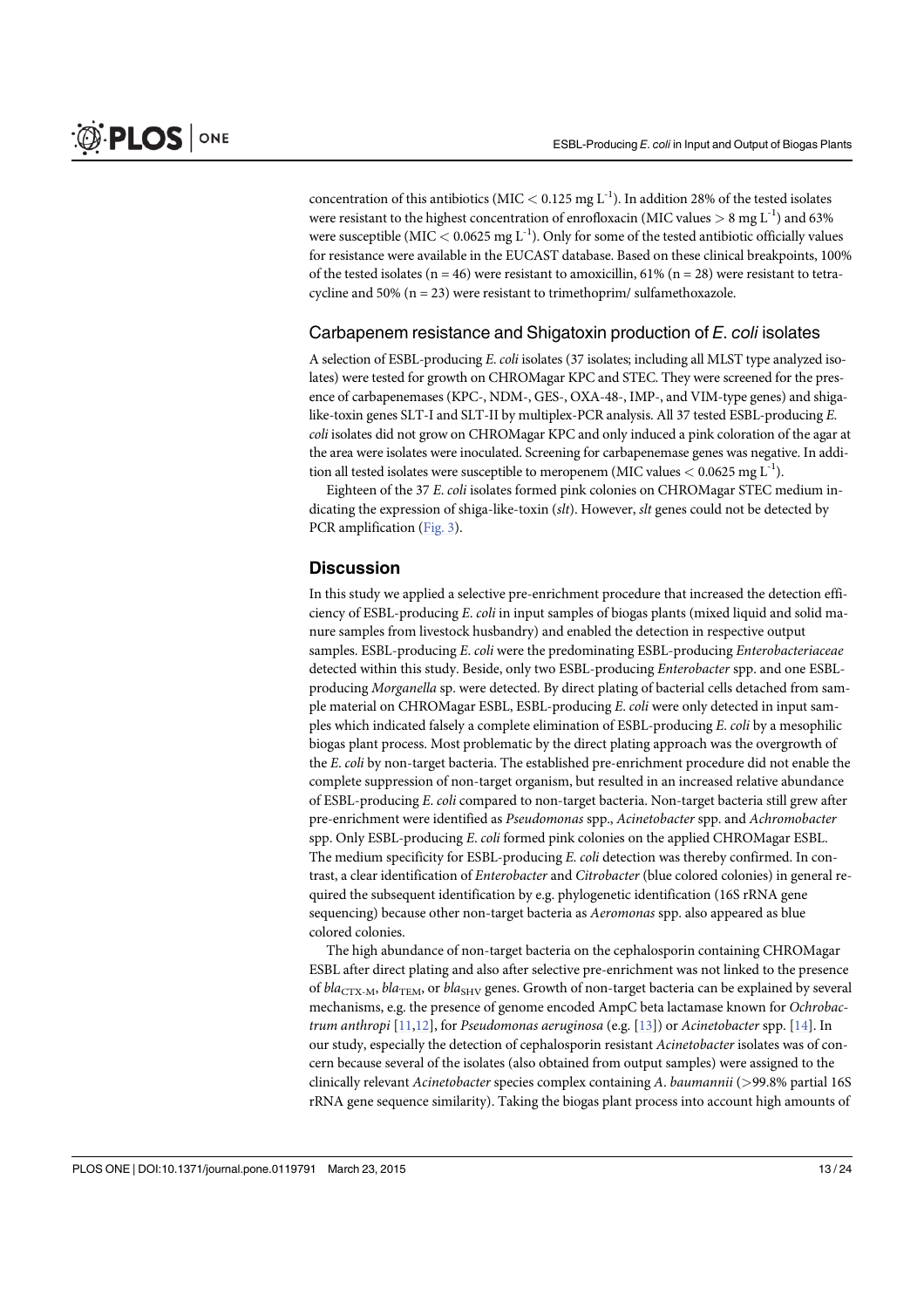concentration of this antibiotics (MIC $< 0.125$ mg $L^{-1}$). In addition 28% of the tested isolates were resistant to the highest concentration of enrofloxacin (MIC values $> 8$ mg $L^{-1}$) and 63% were susceptible (MIC $< 0.0625$ mg $L^{-1}$). Only for some of the tested antibiotic officially values for resistance were available in the EUCAST database. Based on these clinical breakpoints, 100% of the tested isolates (n = 46) were resistant to amoxicillin, 61% (n = 28) were resistant to tetracycline and 50% (n = 23) were resistant to trimethoprim/ sulfamethoxazole.

## Carbapenem resistance and Shigatoxin production of *E*. *coli* isolates

A selection of ESBL-producing *E. coli* isolates (37 isolates; including all MLST type analyzed isolates) were tested for growth on CHROMagar KPC and STEC. They were screened for the presence of carbapenemases (KPC-, NDM-, GES-, OXA-48-, IMP-, and VIM-type genes) and shiga-like-toxin genes SLT-I and SLT-II by multiplex-PCR analysis. All 37 tested ESBL-producing *E. coli* isolates did not grow on CHROMagar KPC and only induced a pink coloration of the agar at the area were isolates were inoculated. Screening for carbapenemase genes was negative. In addition all tested isolates were susceptible to meropenem (MIC values $< 0.0625$ mg $L^{-1}$).

Eighteen of the 37 *E. coli* isolates formed pink colonies on CHROMagar STEC medium indicating the expression of shiga-like-toxin (*slt*). However, *slt* genes could not be detected by PCR amplification (Fig. 3).

## Discussion

In this study we applied a selective pre-enrichment procedure that increased the detection efficiency of ESBL-producing *E. coli* in input samples of biogas plants (mixed liquid and solid manure samples from livestock husbandry) and enabled the detection in respective output samples. ESBL-producing *E. coli* were the predominating ESBL-producing *Enterobacteriaceae* detected within this study. Beside, only two ESBL-producing *Enterobacter* spp. and one ESBL-producing *Morganella* sp. were detected. By direct plating of bacterial cells detached from sample material on CHROMagar ESBL, ESBL-producing *E. coli* were only detected in input samples which indicated falsely a complete elimination of ESBL-producing *E. coli* by a mesophilic biogas plant process. Most problematic by the direct plating approach was the overgrowth of the *E. coli* by non-target bacteria. The established pre-enrichment procedure did not enable the complete suppression of non-target organism, but resulted in an increased relative abundance of ESBL-producing *E. coli* compared to non-target bacteria. Non-target bacteria still grew after pre-enrichment were identified as *Pseudomonas* spp., *Acinetobacter* spp. and *Achromobacter* spp. Only ESBL-producing *E. coli* formed pink colonies on the applied CHROMagar ESBL. The medium specificity for ESBL-producing *E. coli* detection was thereby confirmed. In contrast, a clear identification of *Enterobacter* and *Citrobacter* (blue colored colonies) in general required the subsequent identification by e.g. phylogenetic identification (16S rRNA gene sequencing) because other non-target bacteria as *Aeromonas* spp. also appeared as blue colored colonies.

The high abundance of non-target bacteria on the cephalosporin containing CHROMagar ESBL after direct plating and also after selective pre-enrichment was not linked to the presence of $bla_{\text{CTX-M}}$, $bla_{\text{TEM}}$, or $bla_{\text{SHV}}$ genes. Growth of non-target bacteria can be explained by several mechanisms, e.g. the presence of genome encoded AmpC beta lactamase known for *Ochrobactrum anthropi* [11,12], for *Pseudomonas aeruginosa* (e.g. [13]) or *Acinetobacter* spp. [14]. In our study, especially the detection of cephalosporin resistant *Acinetobacter* isolates was of concern because several of the isolates (also obtained from output samples) were assigned to the clinically relevant *Acinetobacter* species complex containing *A. baumannii* (>99.8% partial 16S rRNA gene sequence similarity). Taking the biogas plant process into account high amounts of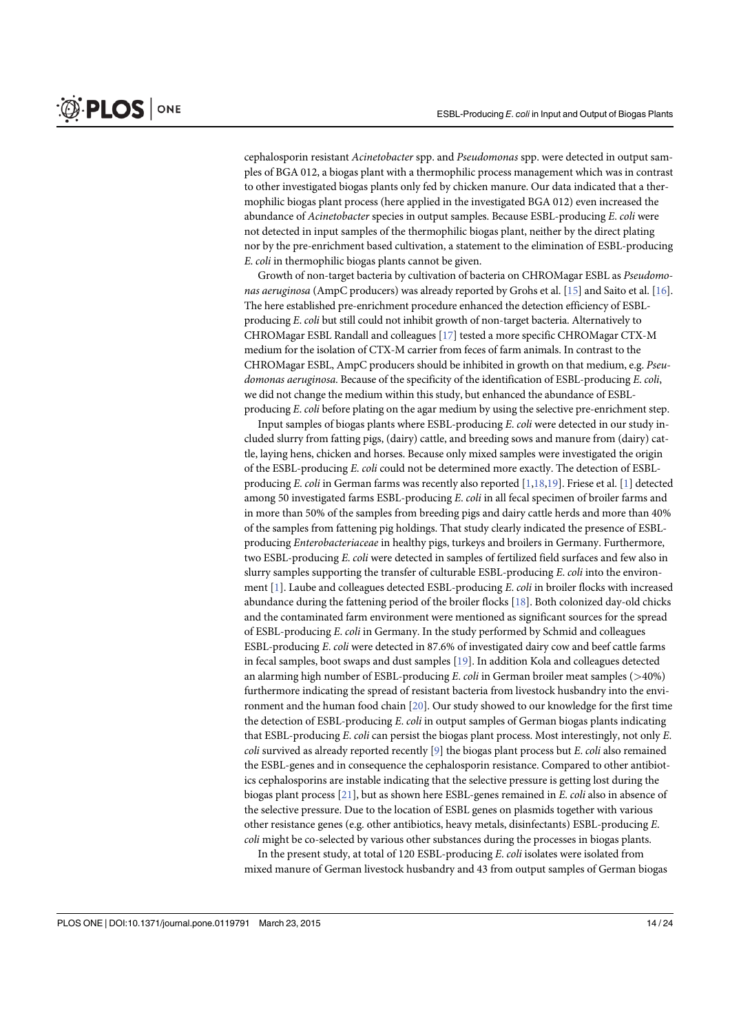cephalosporin resistant *Acinetobacter* spp. and *Pseudomonas* spp. were detected in output samples of BGA 012, a biogas plant with a thermophilic process management which was in contrast to other investigated biogas plants only fed by chicken manure. Our data indicated that a thermophilic biogas plant process (here applied in the investigated BGA 012) even increased the abundance of *Acinetobacter* species in output samples. Because ESBL-producing *E. coli* were not detected in input samples of the thermophilic biogas plant, neither by the direct plating nor by the pre-enrichment based cultivation, a statement to the elimination of ESBL-producing *E. coli* in thermophilic biogas plants cannot be given.

Growth of non-target bacteria by cultivation of bacteria on CHROMagar ESBL as *Pseudomonas aeruginosa* (AmpC producers) was already reported by Grohs et al. [15] and Saito et al. [16]. The here established pre-enrichment procedure enhanced the detection efficiency of ESBL-producing *E. coli* but still could not inhibit growth of non-target bacteria. Alternatively to CHROMagar ESBL Randall and colleagues [17] tested a more specific CHROMagar CTX-M medium for the isolation of CTX-M carrier from feces of farm animals. In contrast to the CHROMagar ESBL, AmpC producers should be inhibited in growth on that medium, e.g. *Pseudomonas aeruginosa*. Because of the specificity of the identification of ESBL-producing *E. coli*, we did not change the medium within this study, but enhanced the abundance of ESBL-producing *E. coli* before plating on the agar medium by using the selective pre-enrichment step.

Input samples of biogas plants where ESBL-producing *E. coli* were detected in our study included slurry from fatting pigs, (dairy) cattle, and breeding sows and manure from (dairy) cattle, laying hens, chicken and horses. Because only mixed samples were investigated the origin of the ESBL-producing *E. coli* could not be determined more exactly. The detection of ESBL-producing *E. coli* in German farms was recently also reported [1,18,19]. Friese et al. [1] detected among 50 investigated farms ESBL-producing *E. coli* in all fecal specimen of broiler farms and in more than 50% of the samples from breeding pigs and dairy cattle herds and more than 40% of the samples from fattening pig holdings. That study clearly indicated the presence of ESBL-producing *Enterobacteriaceae* in healthy pigs, turkeys and broilers in Germany. Furthermore, two ESBL-producing *E. coli* were detected in samples of fertilized field surfaces and few also in slurry samples supporting the transfer of culturable ESBL-producing *E. coli* into the environment [1]. Laube and colleagues detected ESBL-producing *E. coli* in broiler flocks with increased abundance during the fattening period of the broiler flocks [18]. Both colonized day-old chicks and the contaminated farm environment were mentioned as significant sources for the spread of ESBL-producing *E. coli* in Germany. In the study performed by Schmid and colleagues ESBL-producing *E. coli* were detected in 87.6% of investigated dairy cow and beef cattle farms in fecal samples, boot swaps and dust samples [19]. In addition Kola and colleagues detected an alarming high number of ESBL-producing *E. coli* in German broiler meat samples (>40%) furthermore indicating the spread of resistant bacteria from livestock husbandry into the environment and the human food chain [20]. Our study showed to our knowledge for the first time the detection of ESBL-producing *E. coli* in output samples of German biogas plants indicating that ESBL-producing *E. coli* can persist the biogas plant process. Most interestingly, not only *E. coli* survived as already reported recently [9] the biogas plant process but *E. coli* also remained the ESBL-genes and in consequence the cephalosporin resistance. Compared to other antibiotics cephalosporins are instable indicating that the selective pressure is getting lost during the biogas plant process [21], but as shown here ESBL-genes remained in *E. coli* also in absence of the selective pressure. Due to the location of ESBL genes on plasmids together with various other resistance genes (e.g. other antibiotics, heavy metals, disinfectants) ESBL-producing *E. coli* might be co-selected by various other substances during the processes in biogas plants.

In the present study, at total of 120 ESBL-producing *E. coli* isolates were isolated from mixed manure of German livestock husbandry and 43 from output samples of German biogas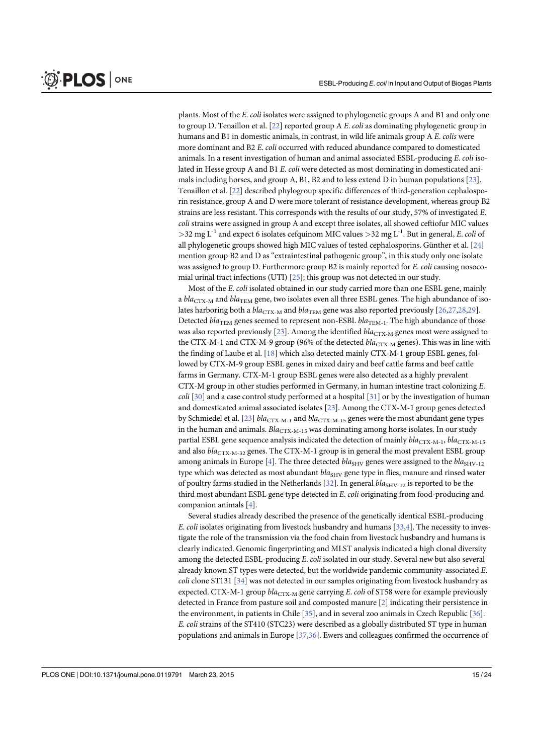plants. Most of the *E. coli* isolates were assigned to phylogenetic groups A and B1 and only one to group D. Tenaillon et al. [22] reported group A *E. coli* as dominating phylogenetic group in humans and B1 in domestic animals, in contrast, in wild life animals group A *E. colis* were more dominant and B2 *E. coli* occurred with reduced abundance compared to domesticated animals. In a resent investigation of human and animal associated ESBL-producing *E. coli* isolated in Hesse group A and B1 *E. coli* were detected as most dominating in domesticated animals including horses, and group A, B1, B2 and to less extend D in human populations [23]. Tenaillon et al. [22] described phylogroup specific differences of third-generation cephalosporin resistance, group A and D were more tolerant of resistance development, whereas group B2 strains are less resistant. This corresponds with the results of our study, 57% of investigated *E. coli* strains were assigned in group A and except three isolates, all showed ceftiofur MIC values $>32$ mg $L^{-1}$ and expect 6 isolates cefquinom MIC values $>32$ mg $L^{-1}$. But in general, *E. coli* of all phylogenetic groups showed high MIC values of tested cephalosporins. Günther et al. [24] mention group B2 and D as "extraintestinal pathogenic group", in this study only one isolate was assigned to group D. Furthermore group B2 is mainly reported for *E. coli* causing nosocomial urinal tract infections (UTI) [25]; this group was not detected in our study.

Most of the *E. coli* isolated obtained in our study carried more than one ESBL gene, mainly a $bla_{\text{CTX-M}}$ and $bla_{\text{TEM}}$ gene, two isolates even all three ESBL genes. The high abundance of isolates harboring both a $bla_{\text{CTX-M}}$ and $bla_{\text{TEM}}$ gene was also reported previously [26,27,28,29]. Detected $bla_{\text{TEM}}$ genes seemed to represent non-ESBL $bla_{\text{TEM-1}}$. The high abundance of those was also reported previously [23]. Among the identified $bla_{\text{CTX-M}}$ genes most were assigned to the CTX-M-1 and CTX-M-9 group (96% of the detected $bla_{\text{CTX-M}}$ genes). This was in line with the finding of Laube et al. [18] which also detected mainly CTX-M-1 group ESBL genes, followed by CTX-M-9 group ESBL genes in mixed dairy and beef cattle farms and beef cattle farms in Germany. CTX-M-1 group ESBL genes were also detected as a highly prevalent CTX-M group in other studies performed in Germany, in human intestine tract colonizing *E. coli* [30] and a case control study performed at a hospital [31] or by the investigation of human and domesticated animal associated isolates [23]. Among the CTX-M-1 group genes detected by Schmiedel et al. [23] $bla_{\text{CTX-M-1}}$ and $bla_{\text{CTX-M-15}}$ genes were the most abundant gene types in the human and animals. $Bla_{\text{CTX-M-15}}$ was dominating among horse isolates. In our study partial ESBL gene sequence analysis indicated the detection of mainly $bla_{\text{CTX-M-1}}$, $bla_{\text{CTX-M-15}}$ and also $bla_{\text{CTX-M-32}}$ genes. The CTX-M-1 group is in general the most prevalent ESBL group among animals in Europe [4]. The three detected $bla_{\text{SHV}}$ genes were assigned to the $bla_{\text{SHV-12}}$ type which was detected as most abundant $bla_{\text{SHV}}$ gene type in flies, manure and rinsed water of poultry farms studied in the Netherlands [32]. In general $bla_{\text{SHV-12}}$ is reported to be the third most abundant ESBL gene type detected in *E. coli* originating from food-producing and companion animals [4].

Several studies already described the presence of the genetically identical ESBL-producing *E. coli* isolates originating from livestock husbandry and humans [33,4]. The necessity to investigate the role of the transmission via the food chain from livestock husbandry and humans is clearly indicated. Genomic fingerprinting and MLST analysis indicated a high clonal diversity among the detected ESBL-producing *E. coli* isolated in our study. Several new but also several already known ST types were detected, but the worldwide pandemic community-associated *E. coli* clone ST131 [34] was not detected in our samples originating from livestock husbandry as expected. CTX-M-1 group $bla_{\text{CTX-M}}$ gene carrying *E. coli* of ST58 were for example previously detected in France from pasture soil and composted manure [2] indicating their persistence in the environment, in patients in Chile [35], and in several zoo animals in Czech Republic [36]. *E. coli* strains of the ST410 (STC23) were described as a globally distributed ST type in human populations and animals in Europe [37,36]. Ewers and colleagues confirmed the occurrence of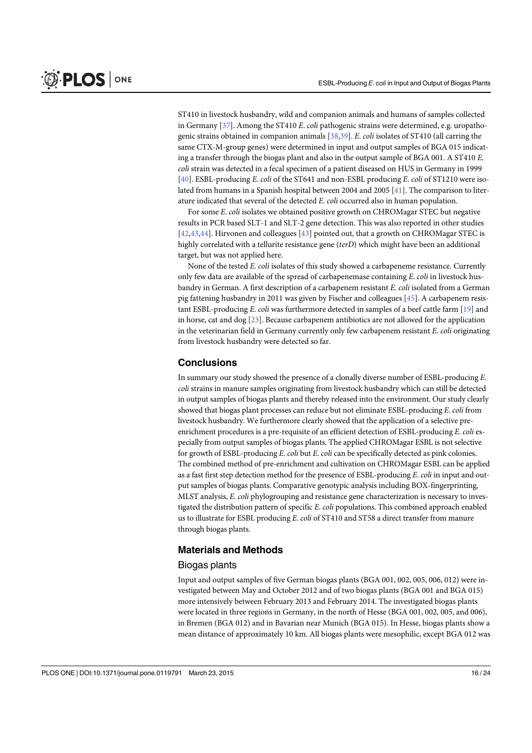ST410 in livestock husbandry, wild and companion animals and humans of samples collected in Germany [37]. Among the ST410 *E. coli* pathogenic strains were determined, e.g. uropathogenic strains obtained in companion animals [38,39]. *E. coli* isolates of ST410 (all carring the same CTX-M-group genes) were determined in input and output samples of BGA 015 indicating a transfer through the biogas plant and also in the output sample of BGA 001. A ST410 *E. coli* strain was detected in a fecal specimen of a patient diseased on HUS in Germany in 1999 [40]. ESBL-producing *E. coli* of the ST641 and non-ESBL producing *E. coli* of ST1210 were isolated from humans in a Spanish hospital between 2004 and 2005 [41]. The comparison to literature indicated that several of the detected *E. coli* occurred also in human population.

For some *E. coli* isolates we obtained positive growth on CHROMagar STEC but negative results in PCR based SLT-1 and SLT-2 gene detection. This was also reported in other studies [42,43,44]. Hirvonen and colleagues [43] pointed out, that a growth on CHROMagar STEC is highly correlated with a tellurite resistance gene (*terD*) which might have been an additional target, but was not applied here.

None of the tested *E. coli* isolates of this study showed a carbapeneme resistance. Currently only few data are available of the spread of carbapenemase containing *E. coli* in livestock husbandry in German. A first description of a carbapenem resistant *E. coli* isolated from a German pig fattening husbandry in 2011 was given by Fischer and colleagues [45]. A carbapenem resistant ESBL-producing *E. coli* was furthermore detected in samples of a beef cattle farm [19] and in horse, cat and dog [23]. Because carbapenem antibiotics are not allowed for the application in the veterinarian field in Germany currently only few carbapenem resistant *E. coli* originating from livestock husbandry were detected so far.

## Conclusions

In summary our study showed the presence of a clonally diverse number of ESBL-producing *E. coli* strains in manure samples originating from livestock husbandry which can still be detected in output samples of biogas plants and thereby released into the environment. Our study clearly showed that biogas plant processes can reduce but not eliminate ESBL-producing *E. coli* from livestock husbandry. We furthermore clearly showed that the application of a selective pre-enrichment procedures is a pre-requisite of an efficient detection of ESBL-producing *E. coli* especially from output samples of biogas plants. The applied CHROMagar ESBL is not selective for growth of ESBL-producing *E. coli* but *E. coli* can be specifically detected as pink colonies. The combined method of pre-enrichment and cultivation on CHROMagar ESBL can be applied as a fast first step detection method for the presence of ESBL-producing *E. coli* in input and output samples of biogas plants. Comparative genotypic analysis including BOX-fingerprinting, MLST analysis, *E. coli* phylogrouping and resistance gene characterization is necessary to investigated the distribution pattern of specific *E. coli* populations. This combined approach enabled us to illustrate for ESBL producing *E. coli* of ST410 and ST58 a direct transfer from manure through biogas plants.

## Materials and Methods

### Biogas plants

Input and output samples of five German biogas plants (BGA 001, 002, 005, 006, 012) were investigated between May and October 2012 and of two biogas plants (BGA 001 and BGA 015) more intensively between February 2013 and February 2014. The investigated biogas plants were located in three regions in Germany, in the north of Hesse (BGA 001, 002, 005, and 006), in Bremen (BGA 012) and in Bavarian near Munich (BGA 015). In Hesse, biogas plants show a mean distance of approximately 10 km. All biogas plants were mesophilic, except BGA 012 was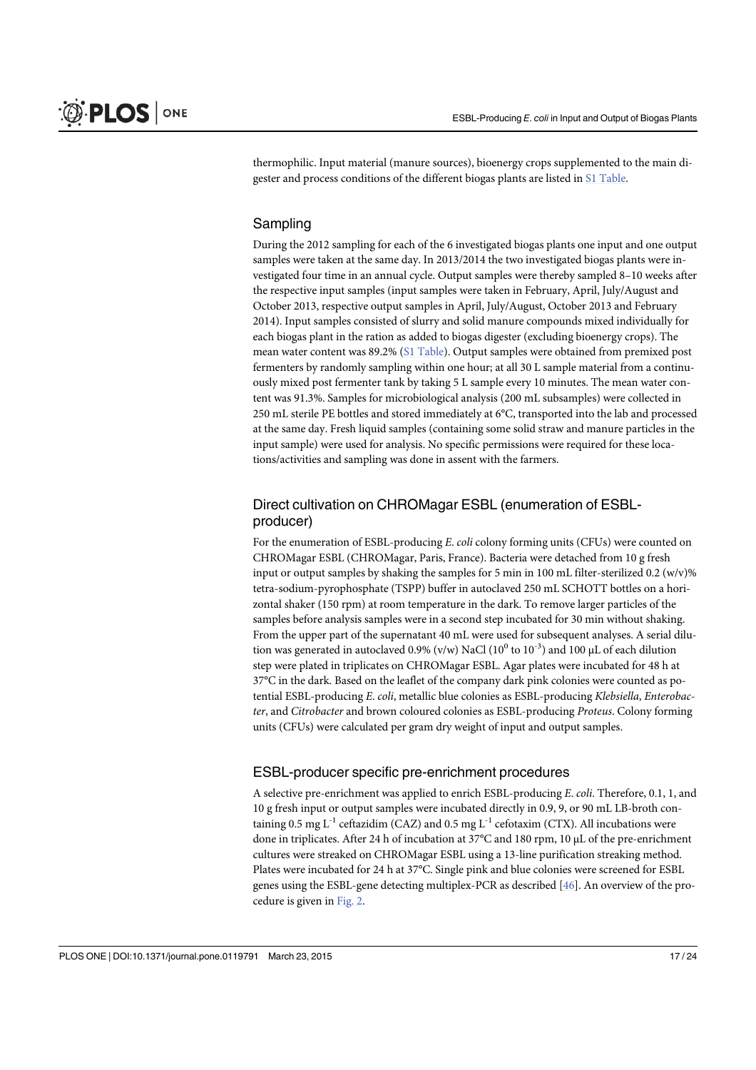thermophilic. Input material (manure sources), bioenergy crops supplemented to the main digester and process conditions of the different biogas plants are listed in S1 Table.

## Sampling

During the 2012 sampling for each of the 6 investigated biogas plants one input and one output samples were taken at the same day. In 2013/2014 the two investigated biogas plants were investigated four time in an annual cycle. Output samples were thereby sampled 8–10 weeks after the respective input samples (input samples were taken in February, April, July/August and October 2013, respective output samples in April, July/August, October 2013 and February 2014). Input samples consisted of slurry and solid manure compounds mixed individually for each biogas plant in the ration as added to biogas digester (excluding bioenergy crops). The mean water content was 89.2% (S1 Table). Output samples were obtained from premixed post fermenters by randomly sampling within one hour; at all 30 L sample material from a continuously mixed post fermenter tank by taking 5 L sample every 10 minutes. The mean water content was 91.3%. Samples for microbiological analysis (200 mL subsamples) were collected in 250 mL sterile PE bottles and stored immediately at 6°C, transported into the lab and processed at the same day. Fresh liquid samples (containing some solid straw and manure particles in the input sample) were used for analysis. No specific permissions were required for these locations/activities and sampling was done in assent with the farmers.

## Direct cultivation on CHROMagar ESBL (enumeration of ESBL-producer)

For the enumeration of ESBL-producing *E. coli* colony forming units (CFUs) were counted on CHROMagar ESBL (CHROMagar, Paris, France). Bacteria were detached from 10 g fresh input or output samples by shaking the samples for 5 min in 100 mL filter-sterilized 0.2 (w/v)% tetra-sodium-pyrophosphate (TSPP) buffer in autoclaved 250 mL SCHOTT bottles on a horizontal shaker (150 rpm) at room temperature in the dark. To remove larger particles of the samples before analysis samples were in a second step incubated for 30 min without shaking. From the upper part of the supernatant 40 mL were used for subsequent analyses. A serial dilution was generated in autoclaved 0.9% (v/w) NaCl ($10^0$ to $10^{-3}$) and 100 µL of each dilution step were plated in triplicates on CHROMagar ESBL. Agar plates were incubated for 48 h at 37°C in the dark. Based on the leaflet of the company dark pink colonies were counted as potential ESBL-producing *E. coli*, metallic blue colonies as ESBL-producing *Klebsiella*, *Enterobacter*, and *Citrobacter* and brown coloured colonies as ESBL-producing *Proteus*. Colony forming units (CFUs) were calculated per gram dry weight of input and output samples.

## ESBL-producer specific pre-enrichment procedures

A selective pre-enrichment was applied to enrich ESBL-producing *E. coli*. Therefore, 0.1, 1, and 10 g fresh input or output samples were incubated directly in 0.9, 9, or 90 mL LB-broth containing 0.5 mg $L^{-1}$ ceftazidim (CAZ) and 0.5 mg $L^{-1}$ cefotaxim (CTX). All incubations were done in triplicates. After 24 h of incubation at 37°C and 180 rpm, 10 µL of the pre-enrichment cultures were streaked on CHROMagar ESBL using a 13-line purification streaking method. Plates were incubated for 24 h at 37°C. Single pink and blue colonies were screened for ESBL genes using the ESBL-gene detecting multiplex-PCR as described [46]. An overview of the procedure is given in Fig. 2.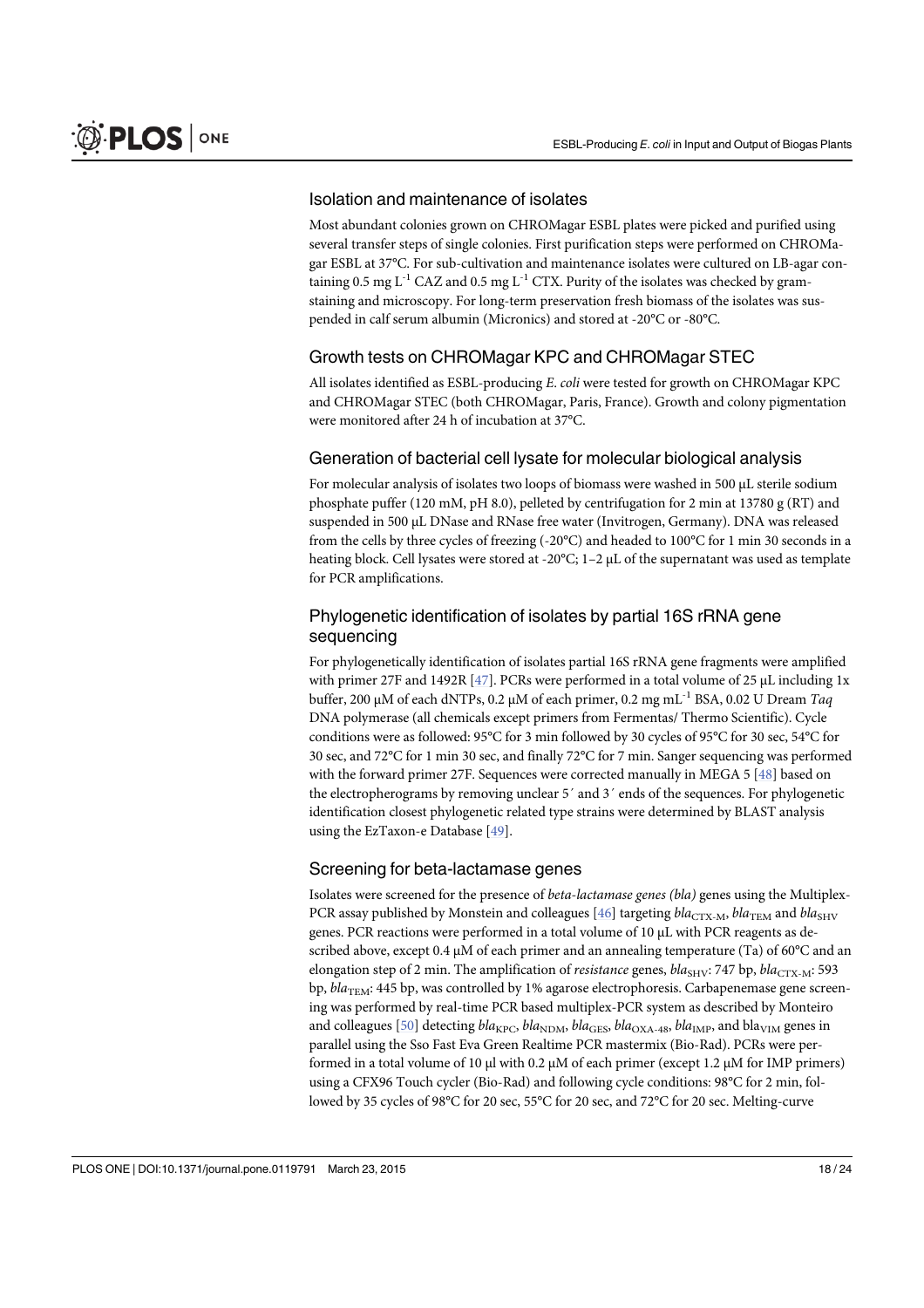## Isolation and maintenance of isolates

Most abundant colonies grown on CHROMagar ESBL plates were picked and purified using several transfer steps of single colonies. First purification steps were performed on CHROMagar ESBL at 37°C. For sub-cultivation and maintenance isolates were cultured on LB-agar containing 0.5 mg $L^{-1}$ CAZ and 0.5 mg $L^{-1}$ CTX. Purity of the isolates was checked by gram-staining and microscopy. For long-term preservation fresh biomass of the isolates was suspended in calf serum albumin (Micronics) and stored at -20°C or -80°C.

## Growth tests on CHROMagar KPC and CHROMagar STEC

All isolates identified as ESBL-producing *E. coli* were tested for growth on CHROMagar KPC and CHROMagar STEC (both CHROMagar, Paris, France). Growth and colony pigmentation were monitored after 24 h of incubation at 37°C.

## Generation of bacterial cell lysate for molecular biological analysis

For molecular analysis of isolates two loops of biomass were washed in 500 μL sterile sodium phosphate puffer (120 mM, pH 8.0), pelleted by centrifugation for 2 min at 13780 g (RT) and suspended in 500 μL DNase and RNase free water (Invitrogen, Germany). DNA was released from the cells by three cycles of freezing (-20°C) and headed to 100°C for 1 min 30 seconds in a heating block. Cell lysates were stored at -20°C; 1–2 μL of the supernatant was used as template for PCR amplifications.

## Phylogenetic identification of isolates by partial 16S rRNA gene sequencing

For phylogenetically identification of isolates partial 16S rRNA gene fragments were amplified with primer 27F and 1492R [47]. PCRs were performed in a total volume of 25 μL including 1x buffer, 200 μM of each dNTPs, 0.2 μM of each primer, 0.2 mg $mL^{-1}$ BSA, 0.02 U Dream *Taq* DNA polymerase (all chemicals except primers from Fermentas/ Thermo Scientific). Cycle conditions were as followed: 95°C for 3 min followed by 30 cycles of 95°C for 30 sec, 54°C for 30 sec, and 72°C for 1 min 30 sec, and finally 72°C for 7 min. Sanger sequencing was performed with the forward primer 27F. Sequences were corrected manually in MEGA 5 [48] based on the electropherograms by removing unclear 5´ and 3´ ends of the sequences. For phylogenetic identification closest phylogenetic related type strains were determined by BLAST analysis using the EzTaxon-e Database [49].

## Screening for beta-lactamase genes

Isolates were screened for the presence of *beta-lactamase genes (bla)* genes using the Multiplex-PCR assay published by Monstein and colleagues [46] targeting $bla_{CTX-M}$, $bla_{TEM}$ and $bla_{SHV}$ genes. PCR reactions were performed in a total volume of 10 μL with PCR reagents as described above, except 0.4 μM of each primer and an annealing temperature (Ta) of 60°C and an elongation step of 2 min. The amplification of *resistance* genes, $bla_{SHV}$: 747 bp, $bla_{CTX-M}$: 593 bp, $bla_{TEM}$: 445 bp, was controlled by 1% agarose electrophoresis. Carbapenemase gene screening was performed by real-time PCR based multiplex-PCR system as described by Monteiro and colleagues [50] detecting $bla_{KPC}$, $bla_{NDM}$, $bla_{GES}$, $bla_{OXA-48}$, $bla_{IMP}$, and $bla_{VIM}$ genes in parallel using the Sso Fast Eva Green Realtime PCR mastermix (Bio-Rad). PCRs were performed in a total volume of 10 μl with 0.2 μM of each primer (except 1.2 μM for IMP primers) using a CFX96 Touch cycler (Bio-Rad) and following cycle conditions: 98°C for 2 min, followed by 35 cycles of 98°C for 20 sec, 55°C for 20 sec, and 72°C for 20 sec. Melting-curve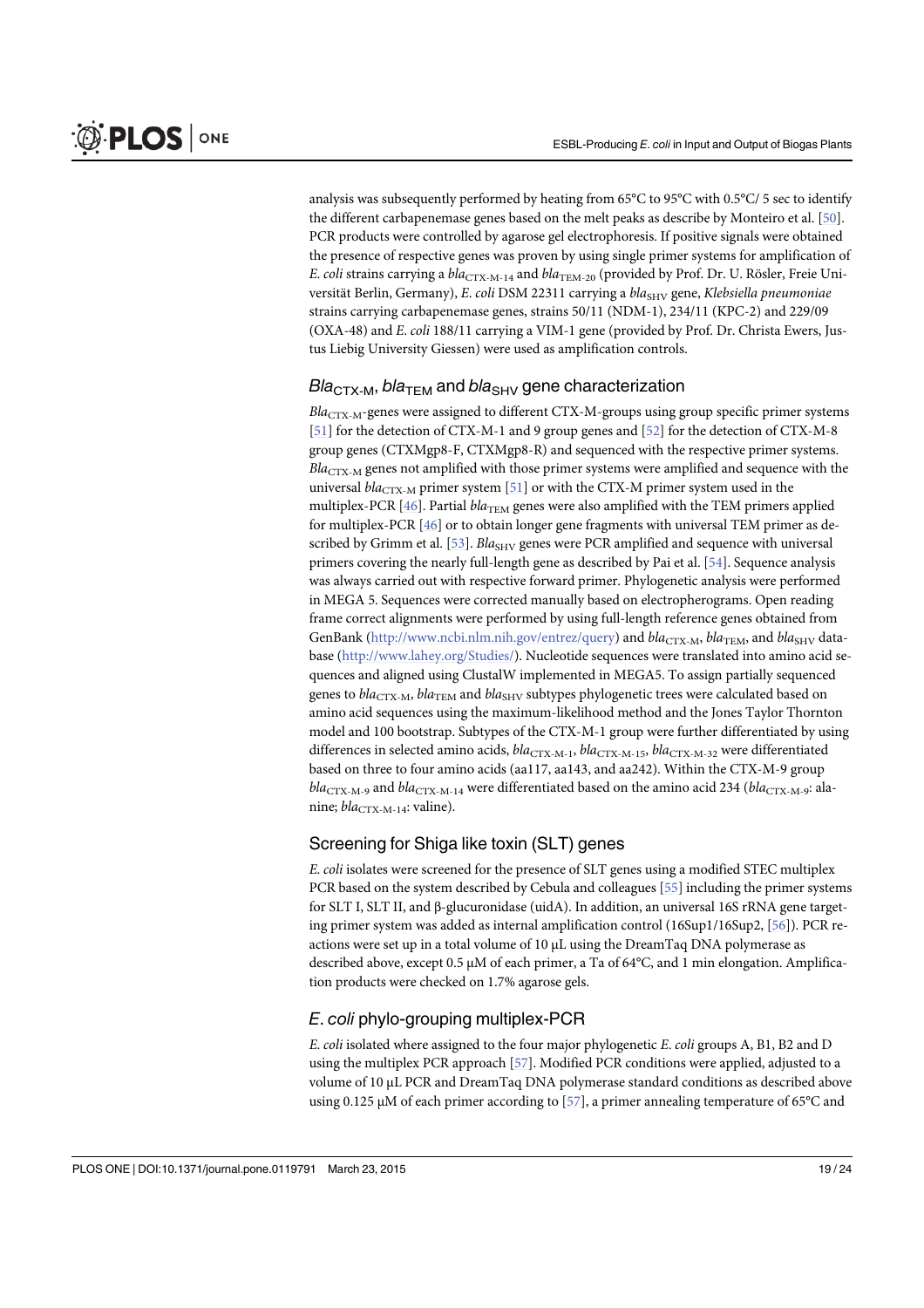analysis was subsequently performed by heating from 65°C to 95°C with 0.5°C/ 5 sec to identify the different carbapenemase genes based on the melt peaks as describe by Monteiro et al. [50]. PCR products were controlled by agarose gel electrophoresis. If positive signals were obtained the presence of respective genes was proven by using single primer systems for amplification of *E. coli* strains carrying a *bla*$_{CTX-M-14}$ and *bla*$_{TEM-20}$ (provided by Prof. Dr. U. Rösler, Freie Universität Berlin, Germany), *E. coli* DSM 22311 carrying a *bla*$_{SHV}$ gene, *Klebsiella pneumoniae* strains carrying carbapenemase genes, strains 50/11 (NDM-1), 234/11 (KPC-2) and 229/09 (OXA-48) and *E. coli* 188/11 carrying a VIM-1 gene (provided by Prof. Dr. Christa Ewers, Justus Liebig University Giessen) were used as amplification controls.

## *Bla*$_{CTX-M}$, *bla*$_{TEM}$ and *bla*$_{SHV}$ gene characterization

*Bla*$_{CTX-M}$-genes were assigned to different CTX-M-groups using group specific primer systems [51] for the detection of CTX-M-1 and 9 group genes and [52] for the detection of CTX-M-8 group genes (CTXMgp8-F, CTXMgp8-R) and sequenced with the respective primer systems. *Bla*$_{CTX-M}$ genes not amplified with those primer systems were amplified and sequence with the universal *bla*$_{CTX-M}$ primer system [51] or with the CTX-M primer system used in the multiplex-PCR [46]. Partial *bla*$_{TEM}$ genes were also amplified with the TEM primers applied for multiplex-PCR [46] or to obtain longer gene fragments with universal TEM primer as described by Grimm et al. [53]. *Bla*$_{SHV}$ genes were PCR amplified and sequence with universal primers covering the nearly full-length gene as described by Pai et al. [54]. Sequence analysis was always carried out with respective forward primer. Phylogenetic analysis were performed in MEGA 5. Sequences were corrected manually based on electropherograms. Open reading frame correct alignments were performed by using full-length reference genes obtained from GenBank (http://www.ncbi.nlm.nih.gov/entrez/query) and *bla*$_{CTX-M}$, *bla*$_{TEM}$, and *bla*$_{SHV}$ database (http://www.lahey.org/Studies/). Nucleotide sequences were translated into amino acid sequences and aligned using ClustalW implemented in MEGA5. To assign partially sequenced genes to *bla*$_{CTX-M}$, *bla*$_{TEM}$ and *bla*$_{SHV}$ subtypes phylogenetic trees were calculated based on amino acid sequences using the maximum-likelihood method and the Jones Taylor Thornton model and 100 bootstrap. Subtypes of the CTX-M-1 group were further differentiated by using differences in selected amino acids, *bla*$_{CTX-M-1}$, *bla*$_{CTX-M-15}$, *bla*$_{CTX-M-32}$ were differentiated based on three to four amino acids (aa117, aa143, and aa242). Within the CTX-M-9 group *bla*$_{CTX-M-9}$ and *bla*$_{CTX-M-14}$ were differentiated based on the amino acid 234 (*bla*$_{CTX-M-9}$: alanine; *bla*$_{CTX-M-14}$: valine).

## Screening for Shiga like toxin (SLT) genes

*E. coli* isolates were screened for the presence of SLT genes using a modified STEC multiplex PCR based on the system described by Cebula and colleagues [55] including the primer systems for SLT I, SLT II, and β-glucuronidase (uidA). In addition, an universal 16S rRNA gene targeting primer system was added as internal amplification control (16Sup1/16Sup2, [56]). PCR reactions were set up in a total volume of 10 μL using the DreamTaq DNA polymerase as described above, except 0.5 μM of each primer, a Ta of 64°C, and 1 min elongation. Amplification products were checked on 1.7% agarose gels.

## *E. coli* phylo-grouping multiplex-PCR

*E. coli* isolated where assigned to the four major phylogenetic *E. coli* groups A, B1, B2 and D using the multiplex PCR approach [57]. Modified PCR conditions were applied, adjusted to a volume of 10 μL PCR and DreamTaq DNA polymerase standard conditions as described above using 0.125 μM of each primer according to [57], a primer annealing temperature of 65°C and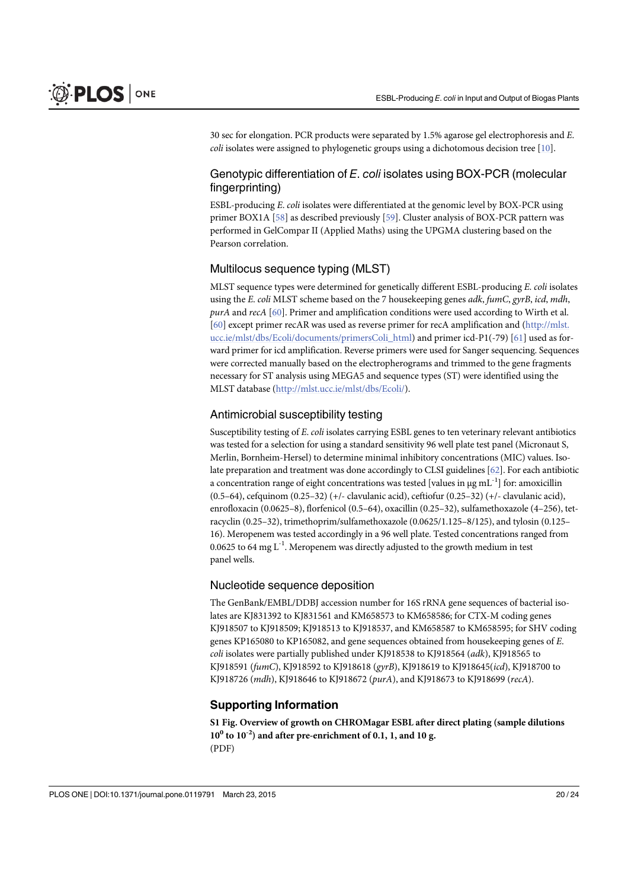30 sec for elongation. PCR products were separated by 1.5% agarose gel electrophoresis and *E. coli* isolates were assigned to phylogenetic groups using a dichotomous decision tree [10].

## Genotypic differentiation of *E. coli* isolates using BOX-PCR (molecular fingerprinting)

ESBL-producing *E. coli* isolates were differentiated at the genomic level by BOX-PCR using primer BOX1A [58] as described previously [59]. Cluster analysis of BOX-PCR pattern was performed in GelCompar II (Applied Maths) using the UPGMA clustering based on the Pearson correlation.

## Multilocus sequence typing (MLST)

MLST sequence types were determined for genetically different ESBL-producing *E. coli* isolates using the *E. coli* MLST scheme based on the 7 housekeeping genes *adk*, *fumC*, *gyrB*, *icd*, *mdh*, *purA* and *recA* [60]. Primer and amplification conditions were used according to Wirth et al. [60] except primer recAR was used as reverse primer for recA amplification and (http://mlst.ucc.ie/mlst/dbs/Ecoli/documents/primersColi_html) and primer icd-P1(-79) [61] used as forward primer for icd amplification. Reverse primers were used for Sanger sequencing. Sequences were corrected manually based on the electropherograms and trimmed to the gene fragments necessary for ST analysis using MEGA5 and sequence types (ST) were identified using the MLST database (http://mlst.ucc.ie/mlst/dbs/Ecoli/).

## Antimicrobial susceptibility testing

Susceptibility testing of *E. coli* isolates carrying ESBL genes to ten veterinary relevant antibiotics was tested for a selection for using a standard sensitivity 96 well plate test panel (Micronaut S, Merlin, Bornheim-Hersel) to determine minimal inhibitory concentrations (MIC) values. Isolate preparation and treatment was done accordingly to CLSI guidelines [62]. For each antibiotic a concentration range of eight concentrations was tested [values in μg $mL^{-1}$] for: amoxicillin (0.5–64), cefquinom (0.25–32) (+/- clavulanic acid), ceftiofur (0.25–32) (+/- clavulanic acid), enrofloxacin (0.0625–8), florfenicol (0.5–64), oxacillin (0.25–32), sulfamethoxazole (4–256), tetracyclin (0.25–32), trimethoprim/sulfamethoxazole (0.0625/1.125–8/125), and tylosin (0.125–16). Meropenem was tested accordingly in a 96 well plate. Tested concentrations ranged from 0.0625 to 64 mg $L^{-1}$. Meropenem was directly adjusted to the growth medium in test panel wells.

## Nucleotide sequence deposition

The GenBank/EMBL/DDBJ accession number for 16S rRNA gene sequences of bacterial isolates are KJ831392 to KJ831561 and KM658573 to KM658586; for CTX-M coding genes KJ918507 to KJ918509; KJ918513 to KJ918537, and KM658587 to KM658595; for SHV coding genes KP165080 to KP165082, and gene sequences obtained from housekeeping genes of *E. coli* isolates were partially published under KJ918538 to KJ918564 (*adk*), KJ918565 to KJ918591 (*fumC*), KJ918592 to KJ918618 (*gyrB*), KJ918619 to KJ918645(*icd*), KJ918700 to KJ918726 (*mdh*), KJ918646 to KJ918672 (*purA*), and KJ918673 to KJ918699 (*recA*).

# Supporting Information

**S1 Fig. Overview of growth on CHROMagar ESBL after direct plating (sample dilutions $10^0$ to $10^{-2}$) and after pre-enrichment of 0.1, 1, and 10 g.**
(PDF)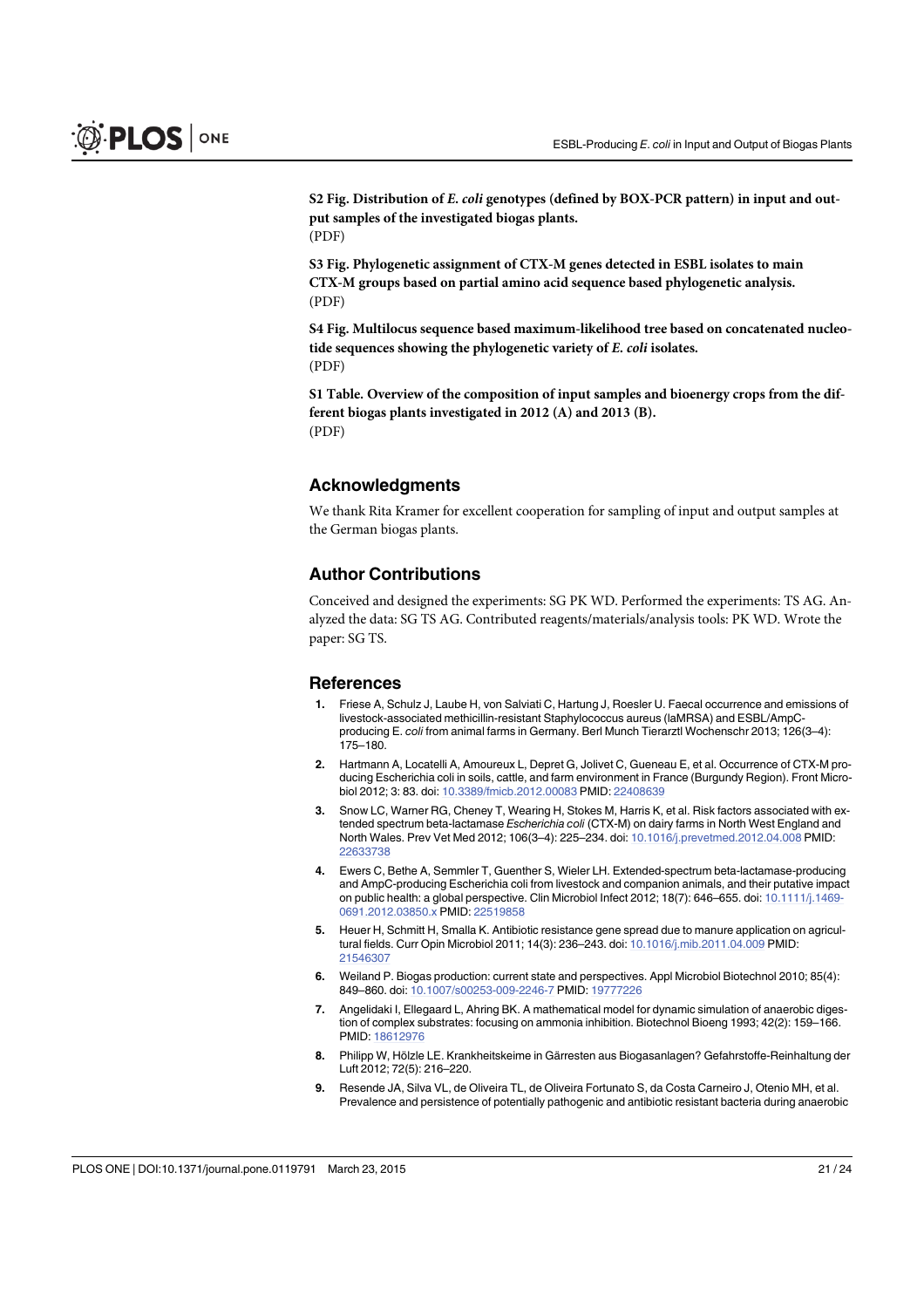**S2 Fig. Distribution of *E. coli* genotypes (defined by BOX-PCR pattern) in input and output samples of the investigated biogas plants.**
(PDF)

**S3 Fig. Phylogenetic assignment of CTX-M genes detected in ESBL isolates to main CTX-M groups based on partial amino acid sequence based phylogenetic analysis.**
(PDF)

**S4 Fig. Multilocus sequence based maximum-likelihood tree based on concatenated nucleotide sequences showing the phylogenetic variety of *E. coli* isolates.**
(PDF)

**S1 Table. Overview of the composition of input samples and bioenergy crops from the different biogas plants investigated in 2012 (A) and 2013 (B).**
(PDF)

## Acknowledgments

We thank Rita Kramer for excellent cooperation for sampling of input and output samples at the German biogas plants.

## Author Contributions

Conceived and designed the experiments: SG PK WD. Performed the experiments: TS AG. Analyzed the data: SG TS AG. Contributed reagents/materials/analysis tools: PK WD. Wrote the paper: SG TS.

## References

1. Friese A, Schulz J, Laube H, von Salviati C, Hartung J, Roesler U. Faecal occurrence and emissions of livestock-associated methicillin-resistant Staphylococcus aureus (laMRSA) and ESBL/AmpC-producing E. *coli* from animal farms in Germany. Berl Munch Tierarztl Wochenschr 2013; 126(3–4): 175–180.
2. Hartmann A, Locatelli A, Amoureux L, Depret G, Jolivet C, Gueneau E, et al. Occurrence of CTX-M producing Escherichia coli in soils, cattle, and farm environment in France (Burgundy Region). Front Microbiol 2012; 3: 83. doi: 10.3389/fmicb.2012.00083 PMID: 22408639
3. Snow LC, Warner RG, Cheney T, Wearing H, Stokes M, Harris K, et al. Risk factors associated with extended spectrum beta-lactamase *Escherichia coli* (CTX-M) on dairy farms in North West England and North Wales. Prev Vet Med 2012; 106(3–4): 225–234. doi: 10.1016/j.prevetmed.2012.04.008 PMID: 22633738
4. Ewers C, Bethe A, Semmler T, Guenther S, Wieler LH. Extended-spectrum beta-lactamase-producing and AmpC-producing Escherichia coli from livestock and companion animals, and their putative impact on public health: a global perspective. Clin Microbiol Infect 2012; 18(7): 646–655. doi: 10.1111/j.1469-0691.2012.03850.x PMID: 22519858
5. Heuer H, Schmitt H, Smalla K. Antibiotic resistance gene spread due to manure application on agricultural fields. Curr Opin Microbiol 2011; 14(3): 236–243. doi: 10.1016/j.mib.2011.04.009 PMID: 21546307
6. Weiland P. Biogas production: current state and perspectives. Appl Microbiol Biotechnol 2010; 85(4): 849–860. doi: 10.1007/s00253-009-2246-7 PMID: 19777226
7. Angelidaki I, Ellegaard L, Ahring BK. A mathematical model for dynamic simulation of anaerobic digestion of complex substrates: focusing on ammonia inhibition. Biotechnol Bioeng 1993; 42(2): 159–166. PMID: 18612976
8. Philipp W, Hölzle LE. Krankheitskeime in Gärresten aus Biogasanlagen? Gefahrstoffe-Reinhaltung der Luft 2012; 72(5): 216–220.
9. Resende JA, Silva VL, de Oliveira TL, de Oliveira Fortunato S, da Costa Carneiro J, Otenio MH, et al. Prevalence and persistence of potentially pathogenic and antibiotic resistant bacteria during anaerobic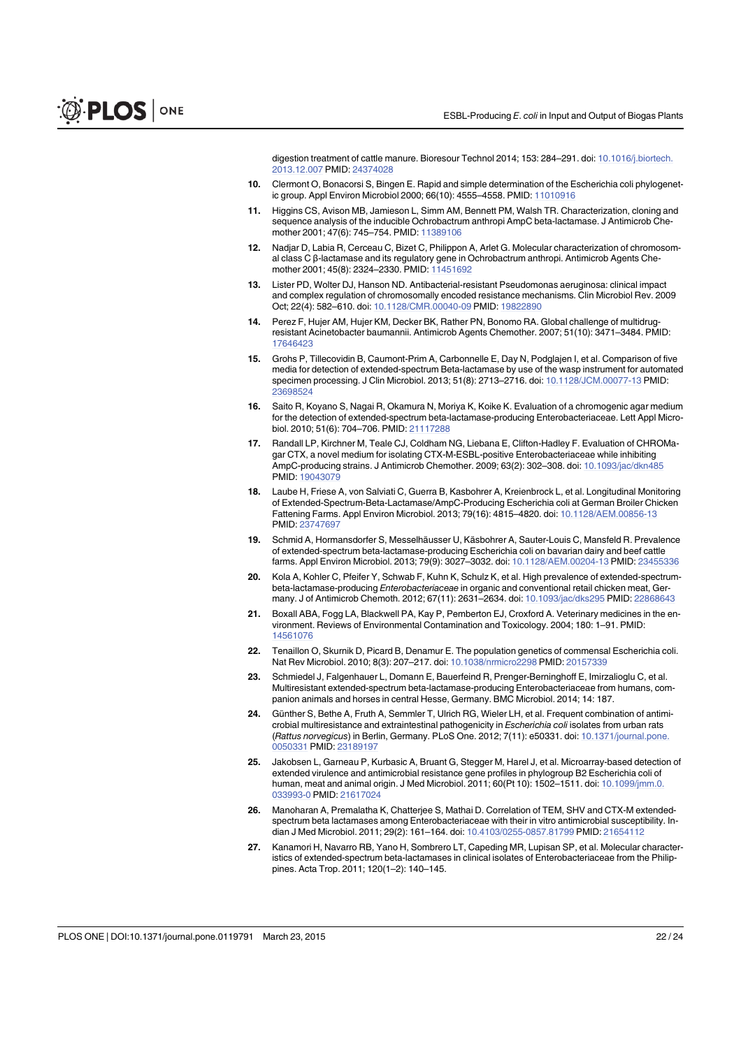digestion treatment of cattle manure. Bioresour Technol 2014; 153: 284–291. doi: 10.1016/j.biortech.2013.12.007 PMID: 24374028

10. Clermont O, Bonacorsi S, Bingen E. Rapid and simple determination of the Escherichia coli phylogenetic group. Appl Environ Microbiol 2000; 66(10): 4555–4558. PMID: 11010916
11. Higgins CS, Avison MB, Jamieson L, Simm AM, Bennett PM, Walsh TR. Characterization, cloning and sequence analysis of the inducible Ochrobactrum anthropi AmpC beta-lactamase. J Antimicrob Chemother 2001; 47(6): 745–754. PMID: 11389106
12. Nadjar D, Labia R, Cerceau C, Bizet C, Philippon A, Arlet G. Molecular characterization of chromosomal class C β-lactamase and its regulatory gene in Ochrobactrum anthropi. Antimicrob Agents Chemother 2001; 45(8): 2324–2330. PMID: 11451692
13. Lister PD, Wolter DJ, Hanson ND. Antibacterial-resistant Pseudomonas aeruginosa: clinical impact and complex regulation of chromosomally encoded resistance mechanisms. Clin Microbiol Rev. 2009 Oct; 22(4): 582–610. doi: 10.1128/CMR.00040-09 PMID: 19822890
14. Perez F, Hujer AM, Hujer KM, Decker BK, Rather PN, Bonomo RA. Global challenge of multidrug-resistant Acinetobacter baumannii. Antimicrob Agents Chemother. 2007; 51(10): 3471–3484. PMID: 17646423
15. Grohs P, Tillecovidin B, Caumont-Prim A, Carbonnelle E, Day N, Podglajen I, et al. Comparison of five media for detection of extended-spectrum Beta-lactamase by use of the wasp instrument for automated specimen processing. J Clin Microbiol. 2013; 51(8): 2713–2716. doi: 10.1128/JCM.00077-13 PMID: 23698524
16. Saito R, Koyano S, Nagai R, Okamura N, Moriya K, Koike K. Evaluation of a chromogenic agar medium for the detection of extended-spectrum beta-lactamase-producing Enterobacteriaceae. Lett Appl Microbiol. 2010; 51(6): 704–706. PMID: 21117288
17. Randall LP, Kirchner M, Teale CJ, Coldham NG, Liebana E, Clifton-Hadley F. Evaluation of CHROMagar CTX, a novel medium for isolating CTX-M-ESBL-positive Enterobacteriaceae while inhibiting AmpC-producing strains. J Antimicrob Chemother. 2009; 63(2): 302–308. doi: 10.1093/jac/dkn485 PMID: 19043079
18. Laube H, Friese A, von Salviati C, Guerra B, Kasbohrer A, Kreienbrock L, et al. Longitudinal Monitoring of Extended-Spectrum-Beta-Lactamase/AmpC-Producing Escherichia coli at German Broiler Chicken Fattening Farms. Appl Environ Microbiol. 2013; 79(16): 4815–4820. doi: 10.1128/AEM.00856-13 PMID: 23747697
19. Schmid A, Hormansdorfer S, Messelhäusser U, Käsbohrer A, Sauter-Louis C, Mansfeld R. Prevalence of extended-spectrum beta-lactamase-producing Escherichia coli on bavarian dairy and beef cattle farms. Appl Environ Microbiol. 2013; 79(9): 3027–3032. doi: 10.1128/AEM.00204-13 PMID: 23455336
20. Kola A, Kohler C, Pfeifer Y, Schwab F, Kuhn K, Schulz K, et al. High prevalence of extended-spectrum-beta-lactamase-producing *Enterobacteriaceae* in organic and conventional retail chicken meat, Germany. J of Antimicrob Chemoth. 2012; 67(11): 2631–2634. doi: 10.1093/jac/dks295 PMID: 22868643
21. Boxall ABA, Fogg LA, Blackwell PA, Kay P, Pemberton EJ, Croxford A. Veterinary medicines in the environment. Reviews of Environmental Contamination and Toxicology. 2004; 180: 1–91. PMID: 14561076
22. Tenaillon O, Skurnik D, Picard B, Denamur E. The population genetics of commensal Escherichia coli. Nat Rev Microbiol. 2010; 8(3): 207–217. doi: 10.1038/nrmicro2298 PMID: 20157339
23. Schmiedel J, Falgenhauer L, Domann E, Bauerfeind R, Prenger-Berninghoff E, Imirzalioglu C, et al. Multiresistant extended-spectrum beta-lactamase-producing Enterobacteriaceae from humans, companion animals and horses in central Hesse, Germany. BMC Microbiol. 2014; 14: 187.
24. Günther S, Bethe A, Fruth A, Semmler T, Ulrich RG, Wieler LH, et al. Frequent combination of antimicrobial multiresistance and extraintestinal pathogenicity in *Escherichia coli* isolates from urban rats (*Rattus norvegicus*) in Berlin, Germany. PLoS One. 2012; 7(11): e50331. doi: 10.1371/journal.pone.0050331 PMID: 23189197
25. Jakobsen L, Garneau P, Kurbasic A, Bruant G, Stegger M, Harel J, et al. Microarray-based detection of extended virulence and antimicrobial resistance gene profiles in phylogroup B2 Escherichia coli of human, meat and animal origin. J Med Microbiol. 2011; 60(Pt 10): 1502–1511. doi: 10.1099/jmm.0.033993-0 PMID: 21617024
26. Manoharan A, Premalatha K, Chatterjee S, Mathai D. Correlation of TEM, SHV and CTX-M extended-spectrum beta lactamases among Enterobacteriaceae with their in vitro antimicrobial susceptibility. Indian J Med Microbiol. 2011; 29(2): 161–164. doi: 10.4103/0255-0857.81799 PMID: 21654112
27. Kanamori H, Navarro RB, Yano H, Sombrero LT, Capeding MR, Lupisan SP, et al. Molecular characteristics of extended-spectrum beta-lactamases in clinical isolates of Enterobacteriaceae from the Philippines. Acta Trop. 2011; 120(1–2): 140–145.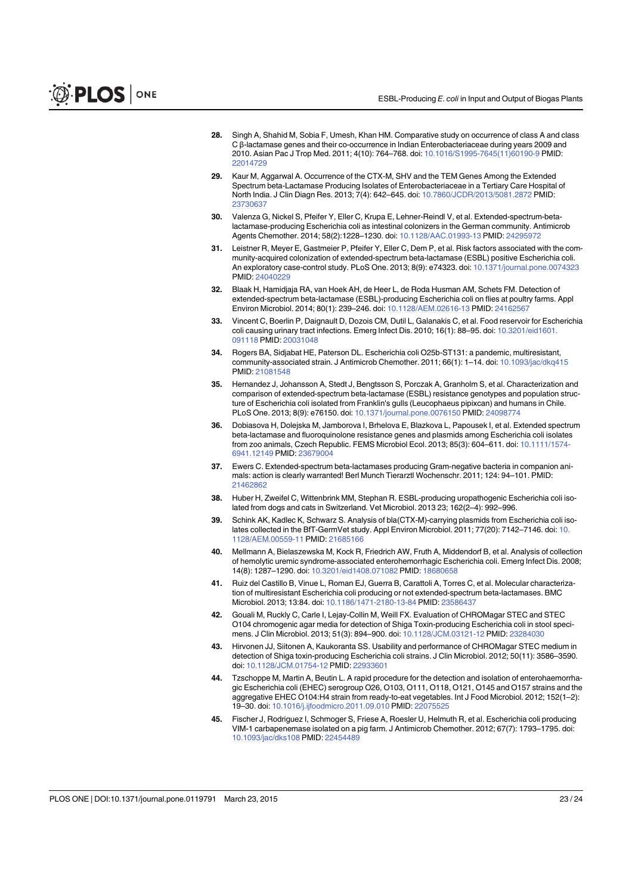28. Singh A, Shahid M, Sobia F, Umesh, Khan HM. Comparative study on occurrence of class A and class C β-lactamase genes and their co-occurrence in Indian Enterobacteriaceae during years 2009 and 2010. Asian Pac J Trop Med. 2011; 4(10): 764–768. doi: 10.1016/S1995-7645(11)60190-9 PMID: 22014729

29. Kaur M, Aggarwal A. Occurrence of the CTX-M, SHV and the TEM Genes Among the Extended Spectrum beta-Lactamase Producing Isolates of Enterobacteriaceae in a Tertiary Care Hospital of North India. J Clin Diagn Res. 2013; 7(4): 642–645. doi: 10.7860/JCDR/2013/5081.2872 PMID: 23730637

30. Valenza G, Nickel S, Pfeifer Y, Eller C, Krupa E, Lehner-Reindl V, et al. Extended-spectrum-beta-lactamase-producing Escherichia coli as intestinal colonizers in the German community. Antimicrob Agents Chemother. 2014; 58(2):1228–1230. doi: 10.1128/AAC.01993-13 PMID: 24295972

31. Leistner R, Meyer E, Gastmeier P, Pfeifer Y, Eller C, Dem P, et al. Risk factors associated with the community-acquired colonization of extended-spectrum beta-lactamase (ESBL) positive Escherichia coli. An exploratory case-control study. PLoS One. 2013; 8(9): e74323. doi: 10.1371/journal.pone.0074323 PMID: 24040229

32. Blaak H, Hamidjaja RA, van Hoek AH, de Heer L, de Roda Husman AM, Schets FM. Detection of extended-spectrum beta-lactamase (ESBL)-producing Escherichia coli on flies at poultry farms. Appl Environ Microbiol. 2014; 80(1): 239–246. doi: 10.1128/AEM.02616-13 PMID: 24162567

33. Vincent C, Boerlin P, Daignault D, Dozois CM, Dutil L, Galanakis C, et al. Food reservoir for Escherichia coli causing urinary tract infections. Emerg Infect Dis. 2010; 16(1): 88–95. doi: 10.3201/eid1601.091118 PMID: 20031048

34. Rogers BA, Sidjabat HE, Paterson DL. Escherichia coli O25b-ST131: a pandemic, multiresistant, community-associated strain. J Antimicrob Chemother. 2011; 66(1): 1–14. doi: 10.1093/jac/dkq415 PMID: 21081548

35. Hernandez J, Johansson A, Stedt J, Bengtsson S, Porczak A, Granholm S, et al. Characterization and comparison of extended-spectrum beta-lactamase (ESBL) resistance genotypes and population structure of Escherichia coli isolated from Franklin's gulls (Leucophaeus pipixcan) and humans in Chile. PLoS One. 2013; 8(9): e76150. doi: 10.1371/journal.pone.0076150 PMID: 24098774

36. Dobiasova H, Dolejska M, Jamborova I, Brhelova E, Blazkova L, Papousek I, et al. Extended spectrum beta-lactamase and fluoroquinolone resistance genes and plasmids among Escherichia coli isolates from zoo animals, Czech Republic. FEMS Microbiol Ecol. 2013; 85(3): 604–611. doi: 10.1111/1574-6941.12149 PMID: 23679004

37. Ewers C. Extended-spectrum beta-lactamases producing Gram-negative bacteria in companion animals: action is clearly warranted! Berl Munch Tierarztl Wochenschr. 2011; 124: 94–101. PMID: 21462862

38. Huber H, Zweifel C, Wittenbrink MM, Stephan R. ESBL-producing uropathogenic Escherichia coli isolated from dogs and cats in Switzerland. Vet Microbiol. 2013 23; 162(2–4): 992–996.

39. Schink AK, Kadlec K, Schwarz S. Analysis of bla(CTX-M)-carrying plasmids from Escherichia coli isolates collected in the BfT-GermVet study. Appl Environ Microbiol. 2011; 77(20): 7142–7146. doi: 10.1128/AEM.00559-11 PMID: 21685166

40. Mellmann A, Bielaszewska M, Kock R, Friedrich AW, Fruth A, Middendorf B, et al. Analysis of collection of hemolytic uremic syndrome-associated enterohemorrhagic Escherichia coli. Emerg Infect Dis. 2008; 14(8): 1287–1290. doi: 10.3201/eid1408.071082 PMID: 18680658

41. Ruiz del Castillo B, Vinue L, Roman EJ, Guerra B, Carattoli A, Torres C, et al. Molecular characterization of multiresistant Escherichia coli producing or not extended-spectrum beta-lactamases. BMC Microbiol. 2013; 13:84. doi: 10.1186/1471-2180-13-84 PMID: 23586437

42. Gouali M, Ruckly C, Carle I, Lejay-Collin M, Weill FX. Evaluation of CHROMagar STEC and STEC O104 chromogenic agar media for detection of Shiga Toxin-producing Escherichia coli in stool specimens. J Clin Microbiol. 2013; 51(3): 894–900. doi: 10.1128/JCM.03121-12 PMID: 23284030

43. Hirvonen JJ, Siitonen A, Kaukoranta SS. Usability and performance of CHROMagar STEC medium in detection of Shiga toxin-producing Escherichia coli strains. J Clin Microbiol. 2012; 50(11): 3586–3590. doi: 10.1128/JCM.01754-12 PMID: 22933601

44. Tzschoppe M, Martin A, Beutin L. A rapid procedure for the detection and isolation of enterohaemorrhagic Escherichia coli (EHEC) serogroup O26, O103, O111, O118, O121, O145 and O157 strains and the aggregative EHEC O104:H4 strain from ready-to-eat vegetables. Int J Food Microbiol. 2012; 152(1–2): 19–30. doi: 10.1016/j.ijfoodmicro.2011.09.010 PMID: 22075525

45. Fischer J, Rodriguez I, Schmoger S, Friese A, Roesler U, Helmuth R, et al. Escherichia coli producing VIM-1 carbapenemase isolated on a pig farm. J Antimicrob Chemother. 2012; 67(7): 1793–1795. doi: 10.1093/jac/dks108 PMID: 22454489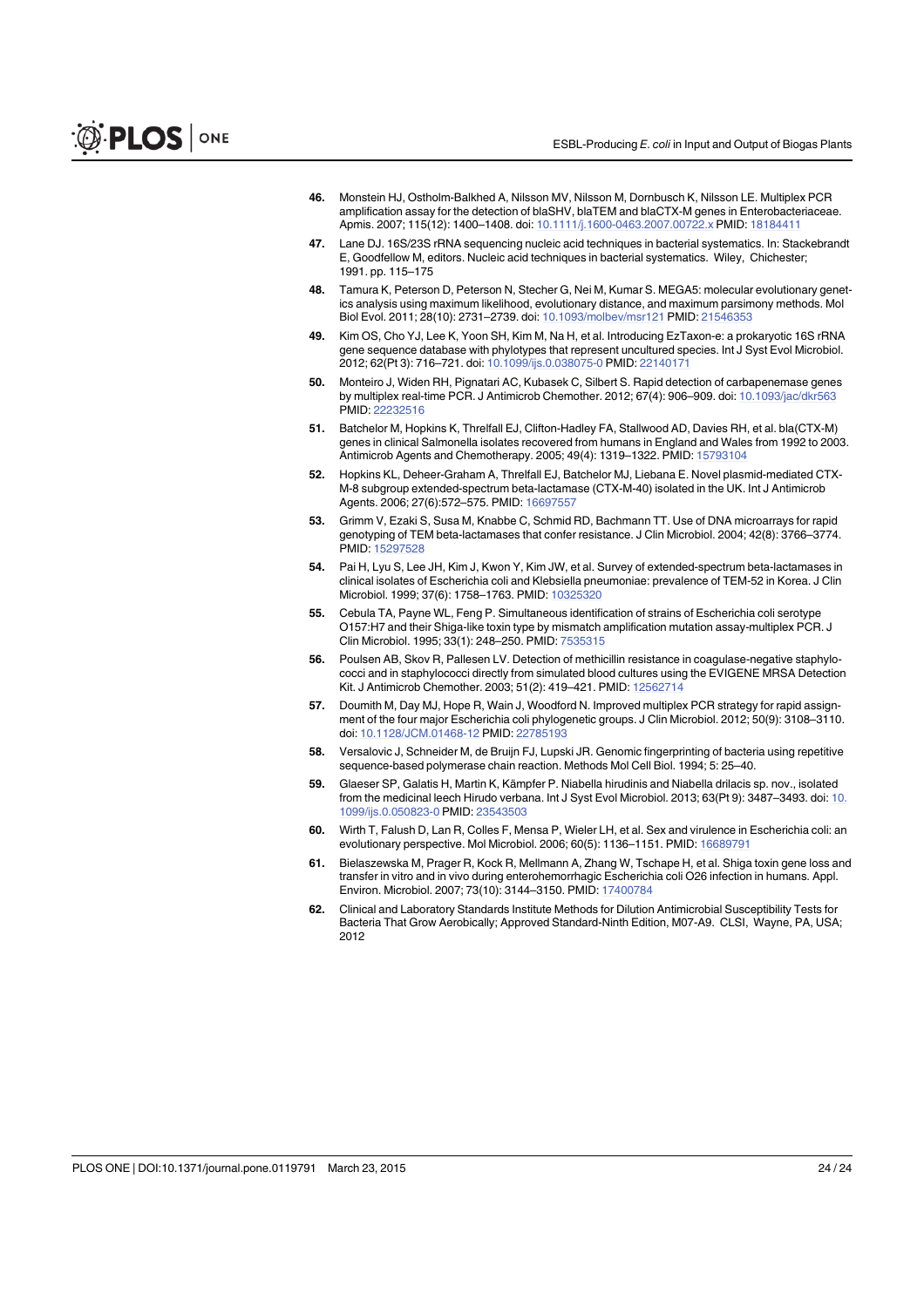46. Monstein HJ, Ostholm-Balkhed A, Nilsson MV, Nilsson M, Dornbusch K, Nilsson LE. Multiplex PCR amplification assay for the detection of blaSHV, blaTEM and blaCTX-M genes in Enterobacteriaceae. Apmis. 2007; 115(12): 1400–1408. doi: 10.1111/j.1600-0463.2007.00722.x PMID: 18184411

47. Lane DJ. 16S/23S rRNA sequencing nucleic acid techniques in bacterial systematics. In: Stackebrandt E, Goodfellow M, editors. Nucleic acid techniques in bacterial systematics. Wiley, Chichester; 1991. pp. 115–175

48. Tamura K, Peterson D, Peterson N, Stecher G, Nei M, Kumar S. MEGA5: molecular evolutionary genetics analysis using maximum likelihood, evolutionary distance, and maximum parsimony methods. Mol Biol Evol. 2011; 28(10): 2731–2739. doi: 10.1093/molbev/msr121 PMID: 21546353

49. Kim OS, Cho YJ, Lee K, Yoon SH, Kim M, Na H, et al. Introducing EzTaxon-e: a prokaryotic 16S rRNA gene sequence database with phylotypes that represent uncultured species. Int J Syst Evol Microbiol. 2012; 62(Pt 3): 716–721. doi: 10.1099/ijs.0.038075-0 PMID: 22140171

50. Monteiro J, Widen RH, Pignatari AC, Kubasek C, Silbert S. Rapid detection of carbapenemase genes by multiplex real-time PCR. J Antimicrob Chemother. 2012; 67(4): 906–909. doi: 10.1093/jac/dkr563 PMID: 22232516

51. Batchelor M, Hopkins K, Threlfall EJ, Clifton-Hadley FA, Stallwood AD, Davies RH, et al. bla(CTX-M) genes in clinical Salmonella isolates recovered from humans in England and Wales from 1992 to 2003. Antimicrob Agents and Chemotherapy. 2005; 49(4): 1319–1322. PMID: 15793104

52. Hopkins KL, Deheer-Graham A, Threlfall EJ, Batchelor MJ, Liebana E. Novel plasmid-mediated CTX-M-8 subgroup extended-spectrum beta-lactamase (CTX-M-40) isolated in the UK. Int J Antimicrob Agents. 2006; 27(6):572–575. PMID: 16697557

53. Grimm V, Ezaki S, Susa M, Knabbe C, Schmid RD, Bachmann TT. Use of DNA microarrays for rapid genotyping of TEM beta-lactamases that confer resistance. J Clin Microbiol. 2004; 42(8): 3766–3774. PMID: 15297528

54. Pai H, Lyu S, Lee JH, Kim J, Kwon Y, Kim JW, et al. Survey of extended-spectrum beta-lactamases in clinical isolates of Escherichia coli and Klebsiella pneumoniae: prevalence of TEM-52 in Korea. J Clin Microbiol. 1999; 37(6): 1758–1763. PMID: 10325320

55. Cebula TA, Payne WL, Feng P. Simultaneous identification of strains of Escherichia coli serotype O157:H7 and their Shiga-like toxin type by mismatch amplification mutation assay-multiplex PCR. J Clin Microbiol. 1995; 33(1): 248–250. PMID: 7535315

56. Poulsen AB, Skov R, Pallesen LV. Detection of methicillin resistance in coagulase-negative staphylococci and in staphylococci directly from simulated blood cultures using the EVIGENE MRSA Detection Kit. J Antimicrob Chemother. 2003; 51(2): 419–421. PMID: 12562714

57. Doumith M, Day MJ, Hope R, Wain J, Woodford N. Improved multiplex PCR strategy for rapid assignment of the four major Escherichia coli phylogenetic groups. J Clin Microbiol. 2012; 50(9): 3108–3110. doi: 10.1128/JCM.01468-12 PMID: 22785193

58. Versalovic J, Schneider M, de Bruijn FJ, Lupski JR. Genomic fingerprinting of bacteria using repetitive sequence-based polymerase chain reaction. Methods Mol Cell Biol. 1994; 5: 25–40.

59. Glaeser SP, Galatis H, Martin K, Kämpfer P. Niabella hirudinis and Niabella drilacis sp. nov., isolated from the medicinal leech Hirudo verbana. Int J Syst Evol Microbiol. 2013; 63(Pt 9): 3487–3493. doi: 10.1099/ijs.0.050823-0 PMID: 23543503

60. Wirth T, Falush D, Lan R, Colles F, Mensa P, Wieler LH, et al. Sex and virulence in Escherichia coli: an evolutionary perspective. Mol Microbiol. 2006; 60(5): 1136–1151. PMID: 16689791

61. Bielaszewska M, Prager R, Kock R, Mellmann A, Zhang W, Tschape H, et al. Shiga toxin gene loss and transfer in vitro and in vivo during enterohemorrhagic Escherichia coli O26 infection in humans. Appl. Environ. Microbiol. 2007; 73(10): 3144–3150. PMID: 17400784

62. Clinical and Laboratory Standards Institute Methods for Dilution Antimicrobial Susceptibility Tests for Bacteria That Grow Aerobically; Approved Standard-Ninth Edition, M07-A9. CLSI, Wayne, PA, USA; 2012